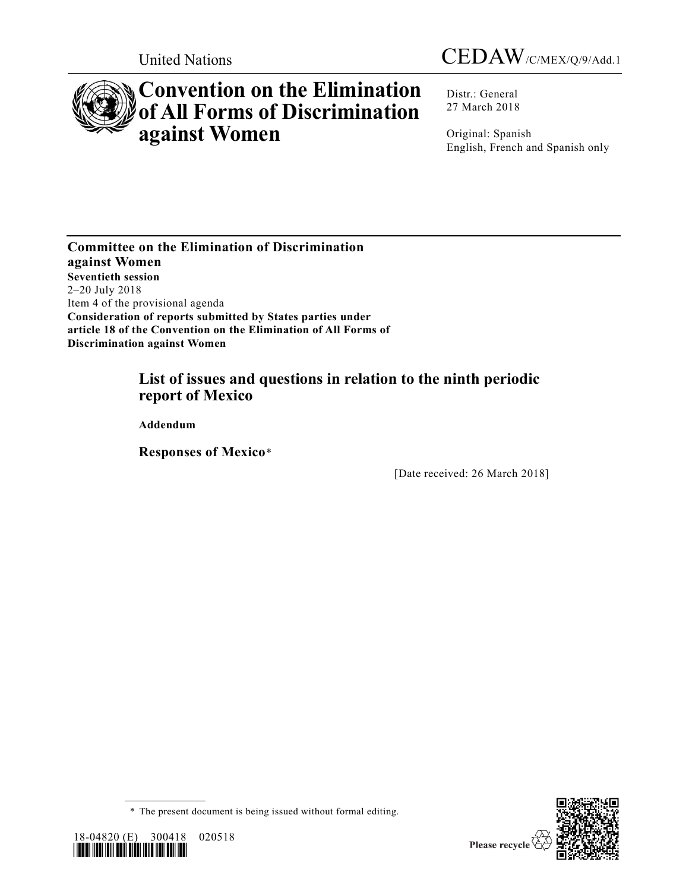United Nations

CEDAW/C/MEX/Q/9/Add.1

# Convention on the Elimination of All Forms of Discrimination against Women

Distr.: General
27 March 2018

Original: Spanish
English, French and Spanish only

**Committee on the Elimination of Discrimination against Women**
**Seventieth session**
2–20 July 2018
Item 4 of the provisional agenda
**Consideration of reports submitted by States parties under article 18 of the Convention on the Elimination of All Forms of Discrimination against Women**

## List of issues and questions in relation to the ninth periodic report of Mexico

**Addendum**

### Responses of Mexico*

[Date received: 26 March 2018]

\* The present document is being issued without formal editing.

18-04820 (E) 300418 020518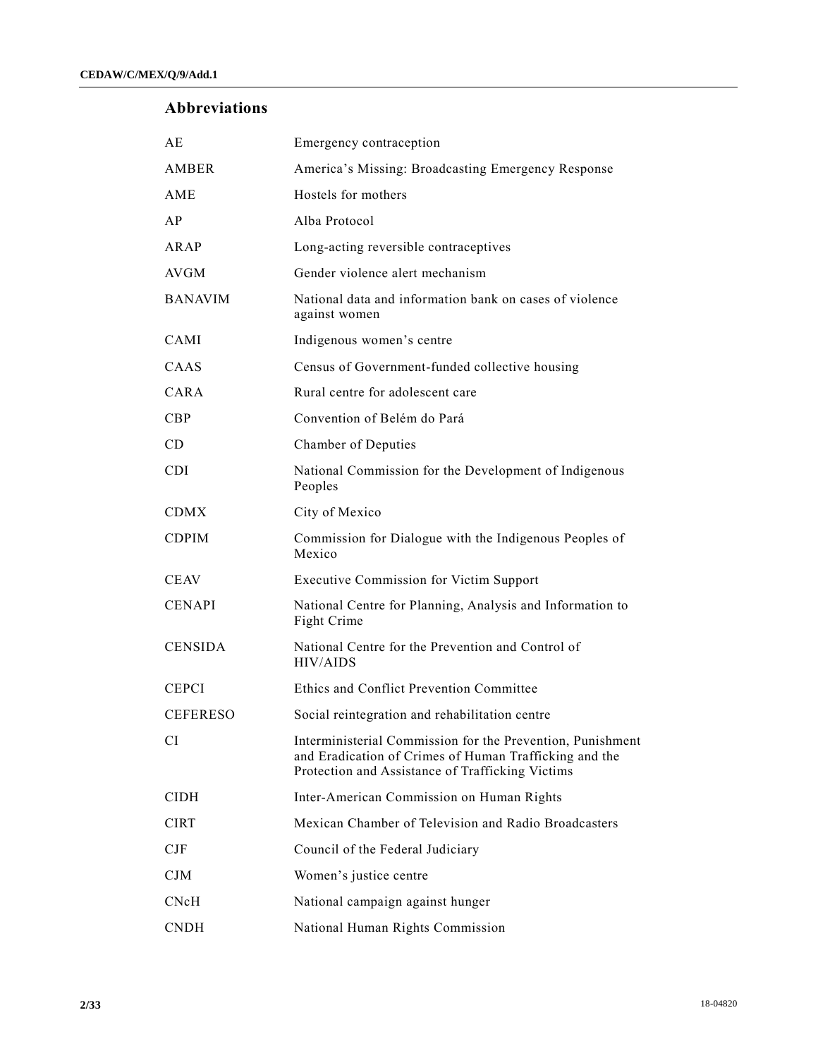## Abbreviations

| | |
|---|---|
| AE | Emergency contraception |
| AMBER | America's Missing: Broadcasting Emergency Response |
| AME | Hostels for mothers |
| AP | Alba Protocol |
| ARAP | Long-acting reversible contraceptives |
| AVGM | Gender violence alert mechanism |
| BANAVIM | National data and information bank on cases of violence against women |
| CAMI | Indigenous women's centre |
| CAAS | Census of Government-funded collective housing |
| CARA | Rural centre for adolescent care |
| CBP | Convention of Belém do Pará |
| CD | Chamber of Deputies |
| CDI | National Commission for the Development of Indigenous Peoples |
| CDMX | City of Mexico |
| CDPIM | Commission for Dialogue with the Indigenous Peoples of Mexico |
| CEAV | Executive Commission for Victim Support |
| CENAPI | National Centre for Planning, Analysis and Information to Fight Crime |
| CENSIDA | National Centre for the Prevention and Control of HIV/AIDS |
| CEPCI | Ethics and Conflict Prevention Committee |
| CEFERESO | Social reintegration and rehabilitation centre |
| CI | Interministerial Commission for the Prevention, Punishment and Eradication of Crimes of Human Trafficking and the Protection and Assistance of Trafficking Victims |
| CIDH | Inter-American Commission on Human Rights |
| CIRT | Mexican Chamber of Television and Radio Broadcasters |
| CJF | Council of the Federal Judiciary |
| CJM | Women's justice centre |
| CNcH | National campaign against hunger |
| CNDH | National Human Rights Commission |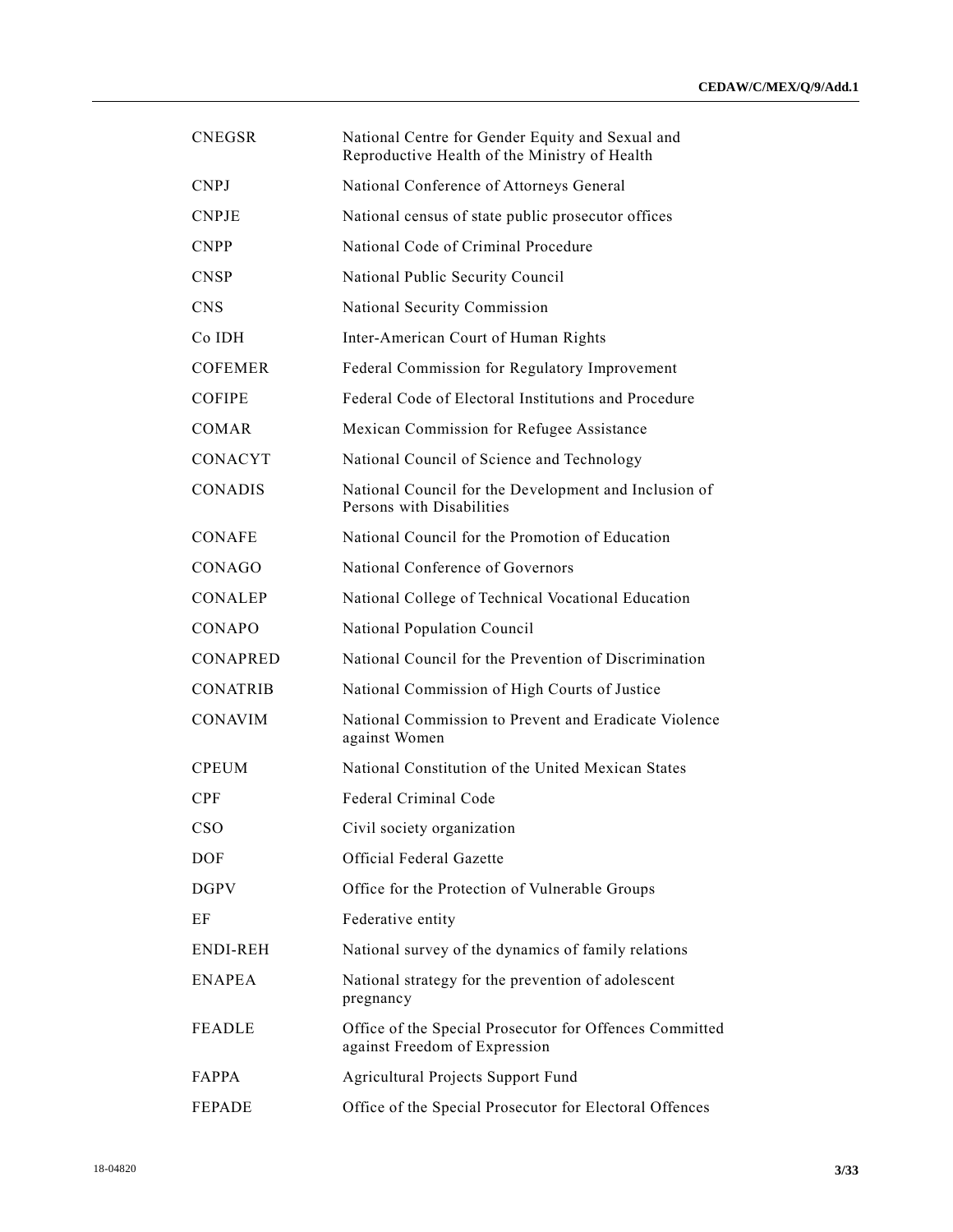| | |
|---|---|
| CNEGSR | National Centre for Gender Equity and Sexual and Reproductive Health of the Ministry of Health |
| CNPJ | National Conference of Attorneys General |
| CNPJE | National census of state public prosecutor offices |
| CNPP | National Code of Criminal Procedure |
| CNSP | National Public Security Council |
| CNS | National Security Commission |
| Co IDH | Inter-American Court of Human Rights |
| COFEMER | Federal Commission for Regulatory Improvement |
| COFIPE | Federal Code of Electoral Institutions and Procedure |
| COMAR | Mexican Commission for Refugee Assistance |
| CONACYT | National Council of Science and Technology |
| CONADIS | National Council for the Development and Inclusion of Persons with Disabilities |
| CONAFE | National Council for the Promotion of Education |
| CONAGO | National Conference of Governors |
| CONALEP | National College of Technical Vocational Education |
| CONAPO | National Population Council |
| CONAPRED | National Council for the Prevention of Discrimination |
| CONATRIB | National Commission of High Courts of Justice |
| CONAVIM | National Commission to Prevent and Eradicate Violence against Women |
| CPEUM | National Constitution of the United Mexican States |
| CPF | Federal Criminal Code |
| CSO | Civil society organization |
| DOF | Official Federal Gazette |
| DGPV | Office for the Protection of Vulnerable Groups |
| EF | Federative entity |
| ENDI-REH | National survey of the dynamics of family relations |
| ENAPEA | National strategy for the prevention of adolescent pregnancy |
| FEADLE | Office of the Special Prosecutor for Offences Committed against Freedom of Expression |
| FAPPA | Agricultural Projects Support Fund |
| FEPADE | Office of the Special Prosecutor for Electoral Offences |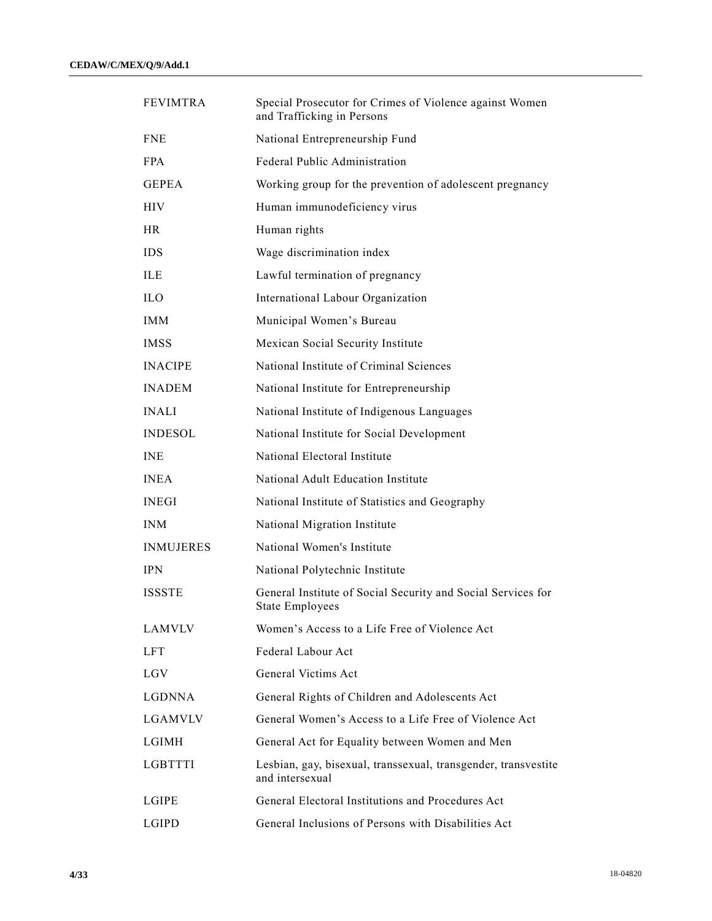| | |
|---|---|
| FEVIMTRA | Special Prosecutor for Crimes of Violence against Women and Trafficking in Persons |
| FNE | National Entrepreneurship Fund |
| FPA | Federal Public Administration |
| GEPEA | Working group for the prevention of adolescent pregnancy |
| HIV | Human immunodeficiency virus |
| HR | Human rights |
| IDS | Wage discrimination index |
| ILE | Lawful termination of pregnancy |
| ILO | International Labour Organization |
| IMM | Municipal Women's Bureau |
| IMSS | Mexican Social Security Institute |
| INACIPE | National Institute of Criminal Sciences |
| INADEM | National Institute for Entrepreneurship |
| INALI | National Institute of Indigenous Languages |
| INDESOL | National Institute for Social Development |
| INE | National Electoral Institute |
| INEA | National Adult Education Institute |
| INEGI | National Institute of Statistics and Geography |
| INM | National Migration Institute |
| INMUJERES | National Women's Institute |
| IPN | National Polytechnic Institute |
| ISSSTE | General Institute of Social Security and Social Services for State Employees |
| LAMVLV | Women's Access to a Life Free of Violence Act |
| LFT | Federal Labour Act |
| LGV | General Victims Act |
| LGDNNA | General Rights of Children and Adolescents Act |
| LGAMVLV | General Women's Access to a Life Free of Violence Act |
| LGIMH | General Act for Equality between Women and Men |
| LGBTTTI | Lesbian, gay, bisexual, transsexual, transgender, transvestite and intersexual |
| LGIPE | General Electoral Institutions and Procedures Act |
| LGIPD | General Inclusions of Persons with Disabilities Act |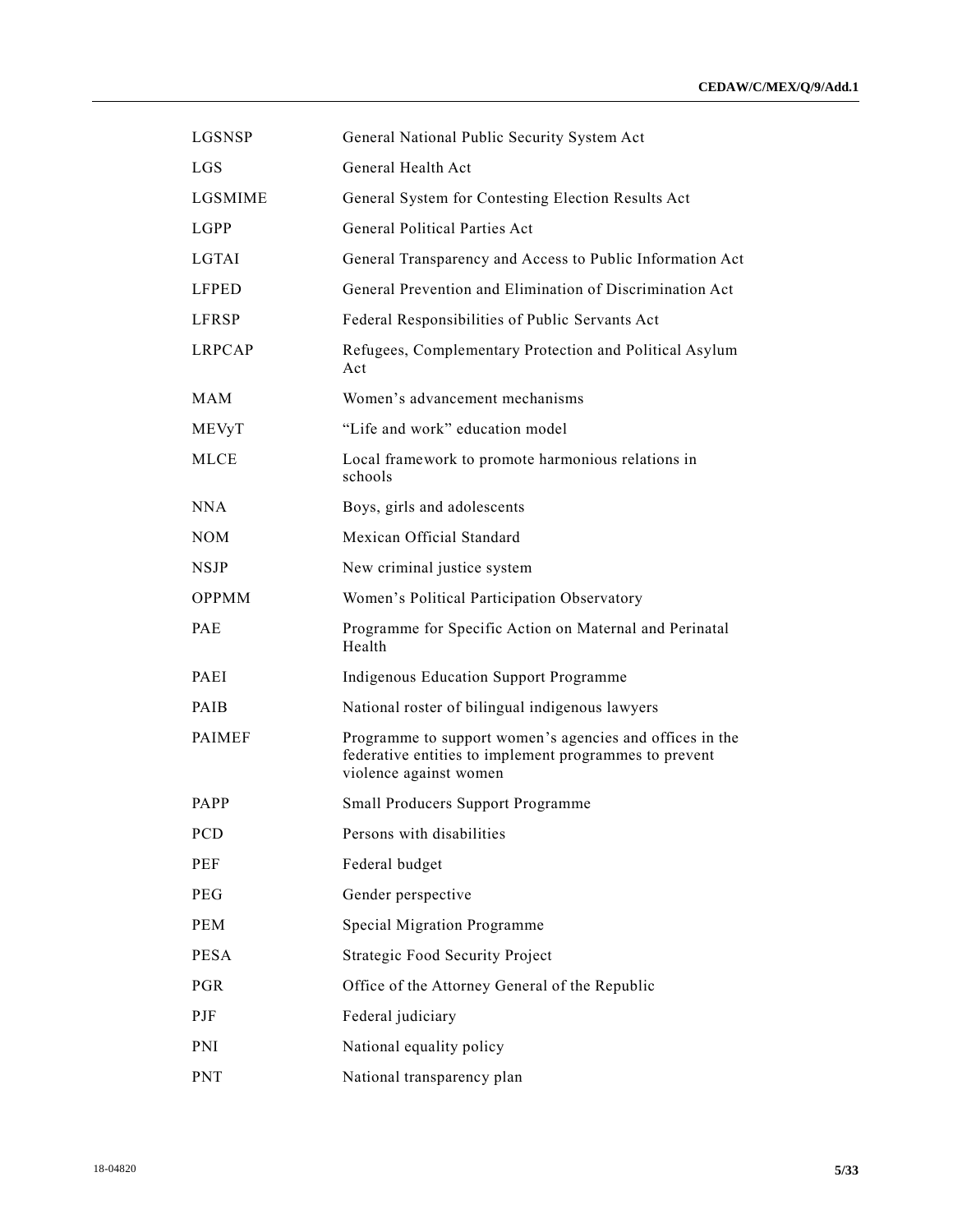| | |
|---|---|
| LGSNSP | General National Public Security System Act |
| LGS | General Health Act |
| LGSMIME | General System for Contesting Election Results Act |
| LGPP | General Political Parties Act |
| LGTAI | General Transparency and Access to Public Information Act |
| LFPED | General Prevention and Elimination of Discrimination Act |
| LFRSP | Federal Responsibilities of Public Servants Act |
| LRPCAP | Refugees, Complementary Protection and Political Asylum Act |
| MAM | Women's advancement mechanisms |
| MEVyT | "Life and work" education model |
| MLCE | Local framework to promote harmonious relations in schools |
| NNA | Boys, girls and adolescents |
| NOM | Mexican Official Standard |
| NSJP | New criminal justice system |
| OPPMM | Women's Political Participation Observatory |
| PAE | Programme for Specific Action on Maternal and Perinatal Health |
| PAEI | Indigenous Education Support Programme |
| PAIB | National roster of bilingual indigenous lawyers |
| PAIMEF | Programme to support women's agencies and offices in the federative entities to implement programmes to prevent violence against women |
| PAPP | Small Producers Support Programme |
| PCD | Persons with disabilities |
| PEF | Federal budget |
| PEG | Gender perspective |
| PEM | Special Migration Programme |
| PESA | Strategic Food Security Project |
| PGR | Office of the Attorney General of the Republic |
| PJF | Federal judiciary |
| PNI | National equality policy |
| PNT | National transparency plan |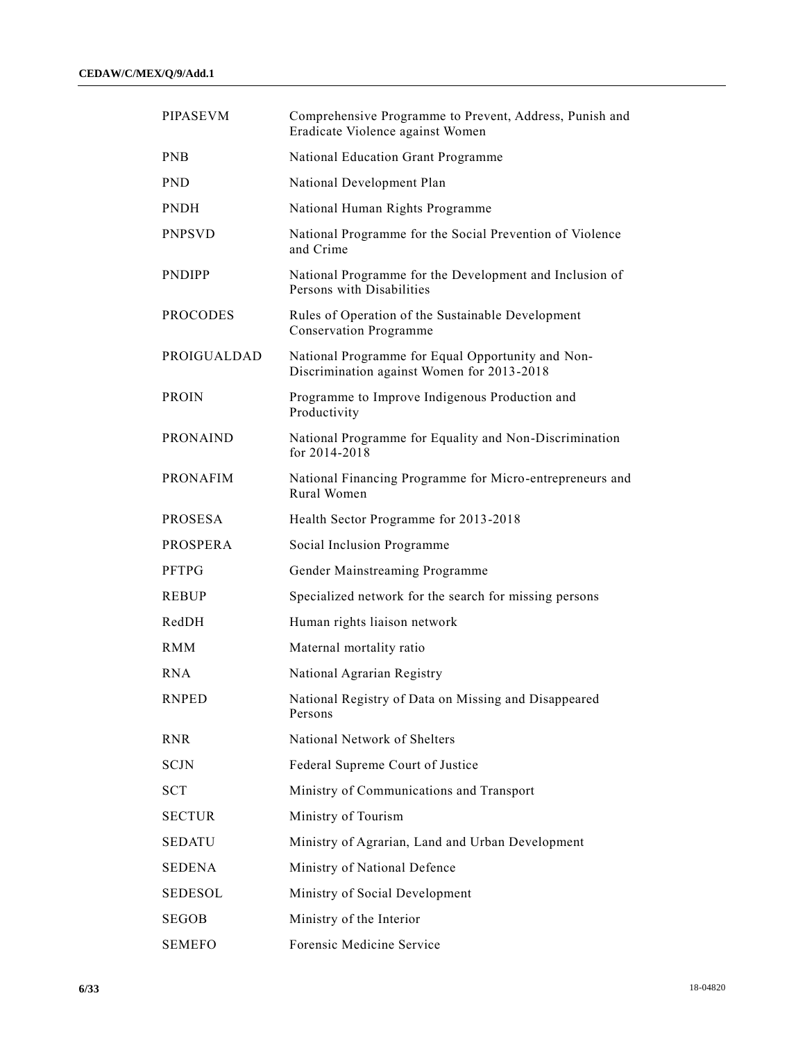| | |
|---|---|
| PIPASEVM | Comprehensive Programme to Prevent, Address, Punish and Eradicate Violence against Women |
| PNB | National Education Grant Programme |
| PND | National Development Plan |
| PNDH | National Human Rights Programme |
| PNPSVD | National Programme for the Social Prevention of Violence and Crime |
| PNDIPP | National Programme for the Development and Inclusion of Persons with Disabilities |
| PROCODES | Rules of Operation of the Sustainable Development Conservation Programme |
| PROIGUALDAD | National Programme for Equal Opportunity and Non-Discrimination against Women for 2013-2018 |
| PROIN | Programme to Improve Indigenous Production and Productivity |
| PRONAIND | National Programme for Equality and Non-Discrimination for 2014-2018 |
| PRONAFIM | National Financing Programme for Micro-entrepreneurs and Rural Women |
| PROSESA | Health Sector Programme for 2013-2018 |
| PROSPERA | Social Inclusion Programme |
| PFTPG | Gender Mainstreaming Programme |
| REBUP | Specialized network for the search for missing persons |
| RedDH | Human rights liaison network |
| RMM | Maternal mortality ratio |
| RNA | National Agrarian Registry |
| RNPED | National Registry of Data on Missing and Disappeared Persons |
| RNR | National Network of Shelters |
| SCJN | Federal Supreme Court of Justice |
| SCT | Ministry of Communications and Transport |
| SECTUR | Ministry of Tourism |
| SEDATU | Ministry of Agrarian, Land and Urban Development |
| SEDENA | Ministry of National Defence |
| SEDESOL | Ministry of Social Development |
| SEGOB | Ministry of the Interior |
| SEMEFO | Forensic Medicine Service |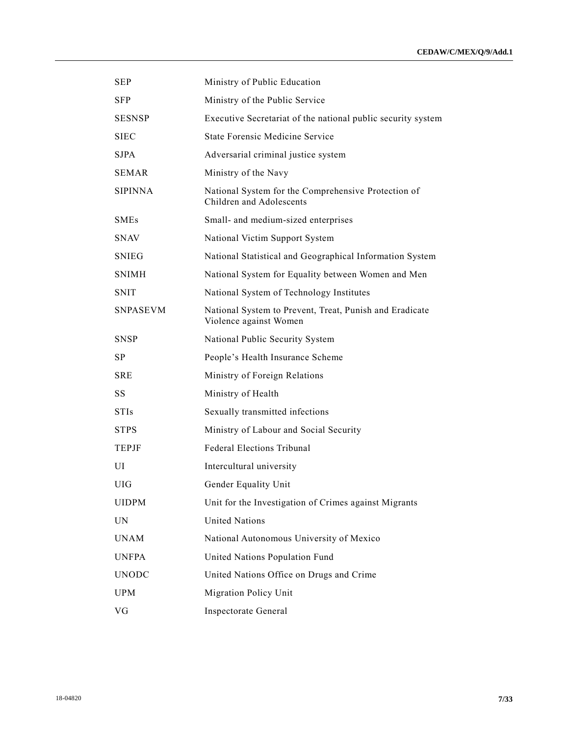| | |
|---|---|
| SEP | Ministry of Public Education |
| SFP | Ministry of the Public Service |
| SESNSP | Executive Secretariat of the national public security system |
| SIEC | State Forensic Medicine Service |
| SJPA | Adversarial criminal justice system |
| SEMAR | Ministry of the Navy |
| SIPINNA | National System for the Comprehensive Protection of Children and Adolescents |
| SMEs | Small- and medium-sized enterprises |
| SNAV | National Victim Support System |
| SNIEG | National Statistical and Geographical Information System |
| SNIMH | National System for Equality between Women and Men |
| SNIT | National System of Technology Institutes |
| SNPASEVM | National System to Prevent, Treat, Punish and Eradicate Violence against Women |
| SNSP | National Public Security System |
| SP | People's Health Insurance Scheme |
| SRE | Ministry of Foreign Relations |
| SS | Ministry of Health |
| STIs | Sexually transmitted infections |
| STPS | Ministry of Labour and Social Security |
| TEPJF | Federal Elections Tribunal |
| UI | Intercultural university |
| UIG | Gender Equality Unit |
| UIDPM | Unit for the Investigation of Crimes against Migrants |
| UN | United Nations |
| UNAM | National Autonomous University of Mexico |
| UNFPA | United Nations Population Fund |
| UNODC | United Nations Office on Drugs and Crime |
| UPM | Migration Policy Unit |
| VG | Inspectorate General |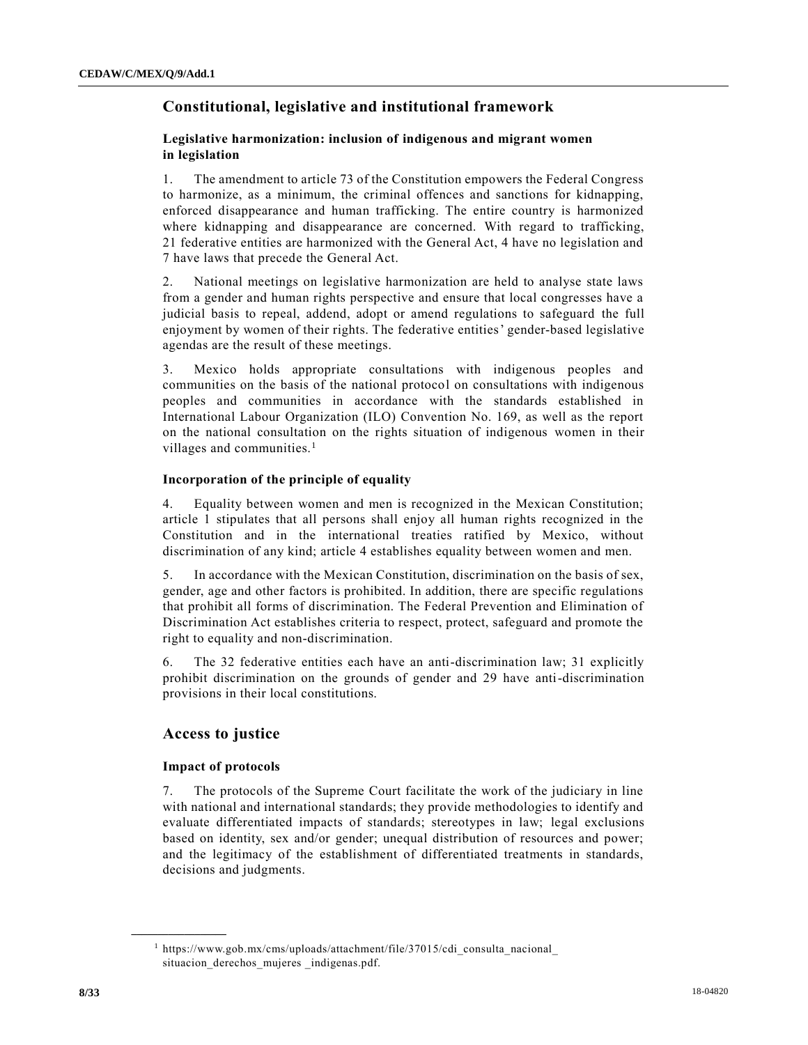## Constitutional, legislative and institutional framework

### Legislative harmonization: inclusion of indigenous and migrant women in legislation

1. The amendment to article 73 of the Constitution empowers the Federal Congress to harmonize, as a minimum, the criminal offences and sanctions for kidnapping, enforced disappearance and human trafficking. The entire country is harmonized where kidnapping and disappearance are concerned. With regard to trafficking, 21 federative entities are harmonized with the General Act, 4 have no legislation and 7 have laws that precede the General Act.

2. National meetings on legislative harmonization are held to analyse state laws from a gender and human rights perspective and ensure that local congresses have a judicial basis to repeal, addend, adopt or amend regulations to safeguard the full enjoyment by women of their rights. The federative entities' gender-based legislative agendas are the result of these meetings.

3. Mexico holds appropriate consultations with indigenous peoples and communities on the basis of the national protocol on consultations with indigenous peoples and communities in accordance with the standards established in International Labour Organization (ILO) Convention No. 169, as well as the report on the national consultation on the rights situation of indigenous women in their villages and communities.[1]

### Incorporation of the principle of equality

4. Equality between women and men is recognized in the Mexican Constitution; article 1 stipulates that all persons shall enjoy all human rights recognized in the Constitution and in the international treaties ratified by Mexico, without discrimination of any kind; article 4 establishes equality between women and men.

5. In accordance with the Mexican Constitution, discrimination on the basis of sex, gender, age and other factors is prohibited. In addition, there are specific regulations that prohibit all forms of discrimination. The Federal Prevention and Elimination of Discrimination Act establishes criteria to respect, protect, safeguard and promote the right to equality and non-discrimination.

6. The 32 federative entities each have an anti-discrimination law; 31 explicitly prohibit discrimination on the grounds of gender and 29 have anti-discrimination provisions in their local constitutions.

## Access to justice

### Impact of protocols

7. The protocols of the Supreme Court facilitate the work of the judiciary in line with national and international standards; they provide methodologies to identify and evaluate differentiated impacts of standards; stereotypes in law; legal exclusions based on identity, sex and/or gender; unequal distribution of resources and power; and the legitimacy of the establishment of differentiated treatments in standards, decisions and judgments.

---

[1] https://www.gob.mx/cms/uploads/attachment/file/37015/cdi_consulta_nacional_situacion_derechos_mujeres _indigenas.pdf.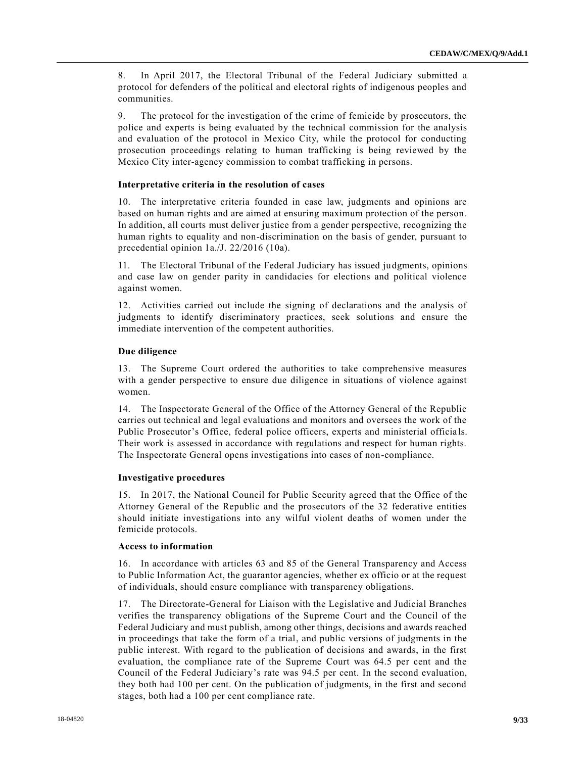8. In April 2017, the Electoral Tribunal of the Federal Judiciary submitted a protocol for defenders of the political and electoral rights of indigenous peoples and communities.

9. The protocol for the investigation of the crime of femicide by prosecutors, the police and experts is being evaluated by the technical commission for the analysis and evaluation of the protocol in Mexico City, while the protocol for conducting prosecution proceedings relating to human trafficking is being reviewed by the Mexico City inter-agency commission to combat trafficking in persons.

### Interpretative criteria in the resolution of cases

10. The interpretative criteria founded in case law, judgments and opinions are based on human rights and are aimed at ensuring maximum protection of the person. In addition, all courts must deliver justice from a gender perspective, recognizing the human rights to equality and non-discrimination on the basis of gender, pursuant to precedential opinion 1a./J. 22/2016 (10a).

11. The Electoral Tribunal of the Federal Judiciary has issued judgments, opinions and case law on gender parity in candidacies for elections and political violence against women.

12. Activities carried out include the signing of declarations and the analysis of judgments to identify discriminatory practices, seek solutions and ensure the immediate intervention of the competent authorities.

### Due diligence

13. The Supreme Court ordered the authorities to take comprehensive measures with a gender perspective to ensure due diligence in situations of violence against women.

14. The Inspectorate General of the Office of the Attorney General of the Republic carries out technical and legal evaluations and monitors and oversees the work of the Public Prosecutor's Office, federal police officers, experts and ministerial officials. Their work is assessed in accordance with regulations and respect for human rights. The Inspectorate General opens investigations into cases of non-compliance.

### Investigative procedures

15. In 2017, the National Council for Public Security agreed that the Office of the Attorney General of the Republic and the prosecutors of the 32 federative entities should initiate investigations into any wilful violent deaths of women under the femicide protocols.

### Access to information

16. In accordance with articles 63 and 85 of the General Transparency and Access to Public Information Act, the guarantor agencies, whether ex officio or at the request of individuals, should ensure compliance with transparency obligations.

17. The Directorate-General for Liaison with the Legislative and Judicial Branches verifies the transparency obligations of the Supreme Court and the Council of the Federal Judiciary and must publish, among other things, decisions and awards reached in proceedings that take the form of a trial, and public versions of judgments in the public interest. With regard to the publication of decisions and awards, in the first evaluation, the compliance rate of the Supreme Court was 64.5 per cent and the Council of the Federal Judiciary's rate was 94.5 per cent. In the second evaluation, they both had 100 per cent. On the publication of judgments, in the first and second stages, both had a 100 per cent compliance rate.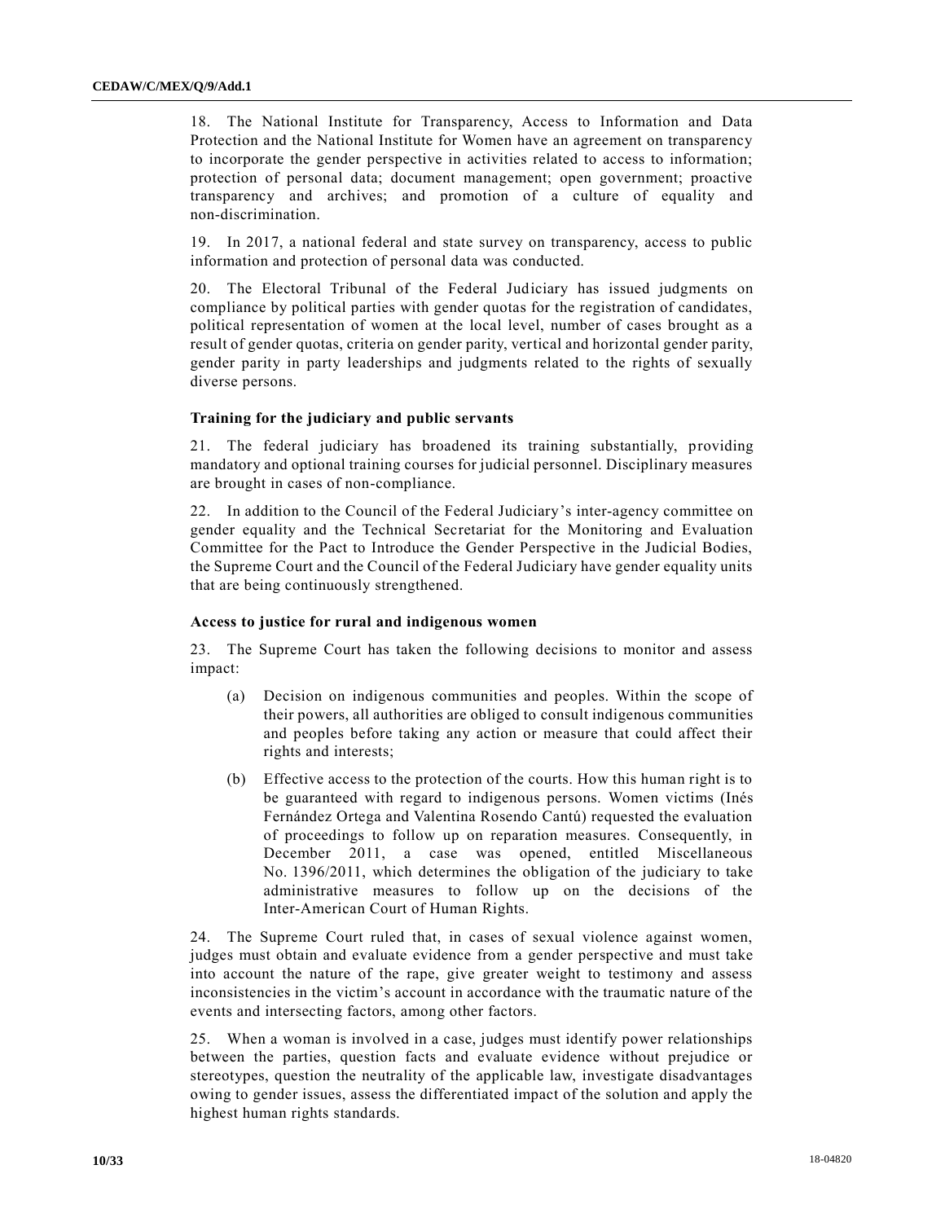18. The National Institute for Transparency, Access to Information and Data Protection and the National Institute for Women have an agreement on transparency to incorporate the gender perspective in activities related to access to information; protection of personal data; document management; open government; proactive transparency and archives; and promotion of a culture of equality and non-discrimination.

19. In 2017, a national federal and state survey on transparency, access to public information and protection of personal data was conducted.

20. The Electoral Tribunal of the Federal Judiciary has issued judgments on compliance by political parties with gender quotas for the registration of candidates, political representation of women at the local level, number of cases brought as a result of gender quotas, criteria on gender parity, vertical and horizontal gender parity, gender parity in party leaderships and judgments related to the rights of sexually diverse persons.

### Training for the judiciary and public servants

21. The federal judiciary has broadened its training substantially, providing mandatory and optional training courses for judicial personnel. Disciplinary measures are brought in cases of non-compliance.

22. In addition to the Council of the Federal Judiciary's inter-agency committee on gender equality and the Technical Secretariat for the Monitoring and Evaluation Committee for the Pact to Introduce the Gender Perspective in the Judicial Bodies, the Supreme Court and the Council of the Federal Judiciary have gender equality units that are being continuously strengthened.

### Access to justice for rural and indigenous women

23. The Supreme Court has taken the following decisions to monitor and assess impact:

(a) Decision on indigenous communities and peoples. Within the scope of their powers, all authorities are obliged to consult indigenous communities and peoples before taking any action or measure that could affect their rights and interests;

(b) Effective access to the protection of the courts. How this human right is to be guaranteed with regard to indigenous persons. Women victims (Inés Fernández Ortega and Valentina Rosendo Cantú) requested the evaluation of proceedings to follow up on reparation measures. Consequently, in December 2011, a case was opened, entitled Miscellaneous No. 1396/2011, which determines the obligation of the judiciary to take administrative measures to follow up on the decisions of the Inter-American Court of Human Rights.

24. The Supreme Court ruled that, in cases of sexual violence against women, judges must obtain and evaluate evidence from a gender perspective and must take into account the nature of the rape, give greater weight to testimony and assess inconsistencies in the victim's account in accordance with the traumatic nature of the events and intersecting factors, among other factors.

25. When a woman is involved in a case, judges must identify power relationships between the parties, question facts and evaluate evidence without prejudice or stereotypes, question the neutrality of the applicable law, investigate disadvantages owing to gender issues, assess the differentiated impact of the solution and apply the highest human rights standards.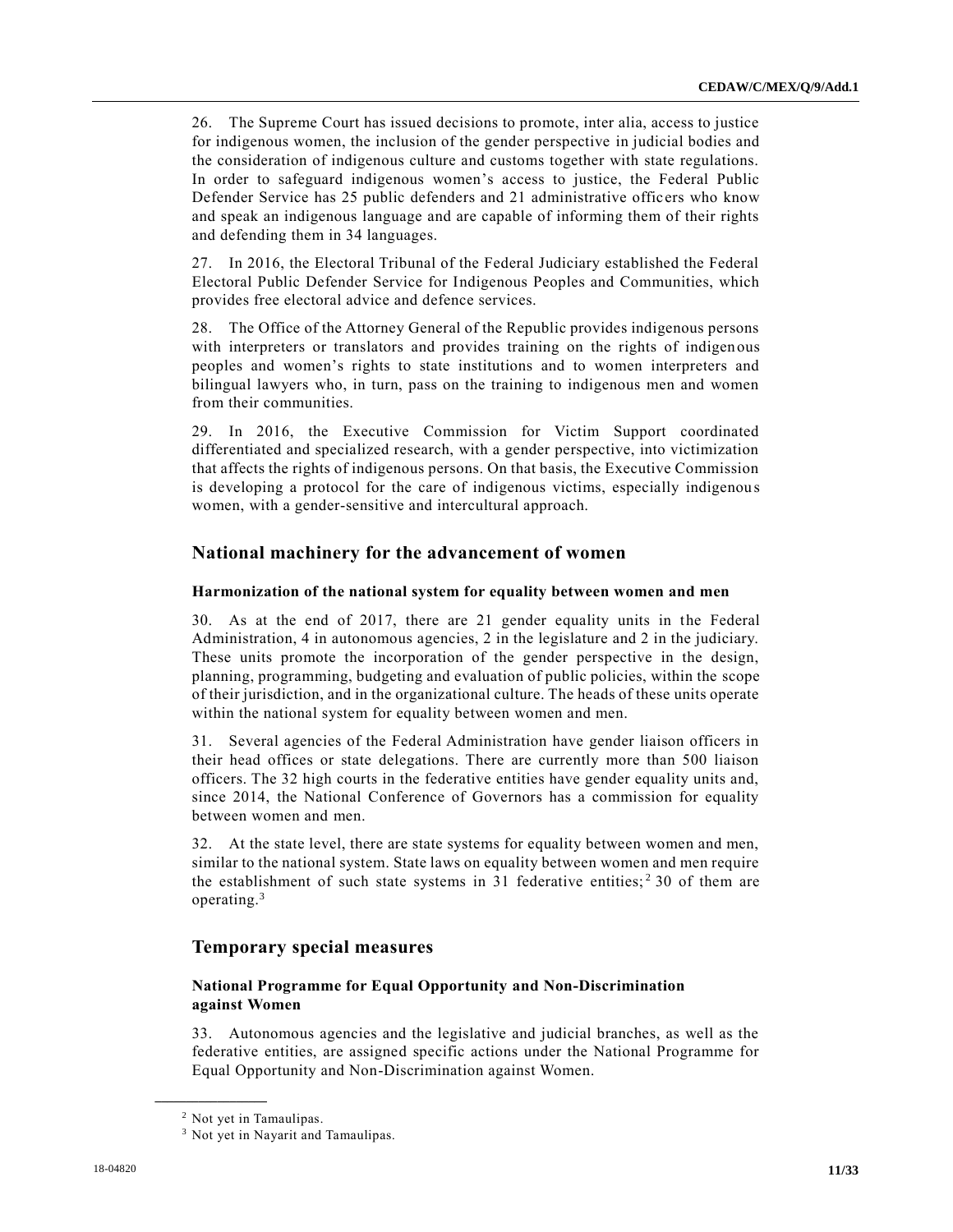26. The Supreme Court has issued decisions to promote, inter alia, access to justice for indigenous women, the inclusion of the gender perspective in judicial bodies and the consideration of indigenous culture and customs together with state regulations. In order to safeguard indigenous women's access to justice, the Federal Public Defender Service has 25 public defenders and 21 administrative officers who know and speak an indigenous language and are capable of informing them of their rights and defending them in 34 languages.

27. In 2016, the Electoral Tribunal of the Federal Judiciary established the Federal Electoral Public Defender Service for Indigenous Peoples and Communities, which provides free electoral advice and defence services.

28. The Office of the Attorney General of the Republic provides indigenous persons with interpreters or translators and provides training on the rights of indigenous peoples and women's rights to state institutions and to women interpreters and bilingual lawyers who, in turn, pass on the training to indigenous men and women from their communities.

29. In 2016, the Executive Commission for Victim Support coordinated differentiated and specialized research, with a gender perspective, into victimization that affects the rights of indigenous persons. On that basis, the Executive Commission is developing a protocol for the care of indigenous victims, especially indigenous women, with a gender-sensitive and intercultural approach.

## National machinery for the advancement of women

### Harmonization of the national system for equality between women and men

30. As at the end of 2017, there are 21 gender equality units in the Federal Administration, 4 in autonomous agencies, 2 in the legislature and 2 in the judiciary. These units promote the incorporation of the gender perspective in the design, planning, programming, budgeting and evaluation of public policies, within the scope of their jurisdiction, and in the organizational culture. The heads of these units operate within the national system for equality between women and men.

31. Several agencies of the Federal Administration have gender liaison officers in their head offices or state delegations. There are currently more than 500 liaison officers. The 32 high courts in the federative entities have gender equality units and, since 2014, the National Conference of Governors has a commission for equality between women and men.

32. At the state level, there are state systems for equality between women and men, similar to the national system. State laws on equality between women and men require the establishment of such state systems in 31 federative entities;[2] 30 of them are operating.[3]

## Temporary special measures

### National Programme for Equal Opportunity and Non-Discrimination against Women

33. Autonomous agencies and the legislative and judicial branches, as well as the federative entities, are assigned specific actions under the National Programme for Equal Opportunity and Non-Discrimination against Women.

---

[2] Not yet in Tamaulipas.

[3] Not yet in Nayarit and Tamaulipas.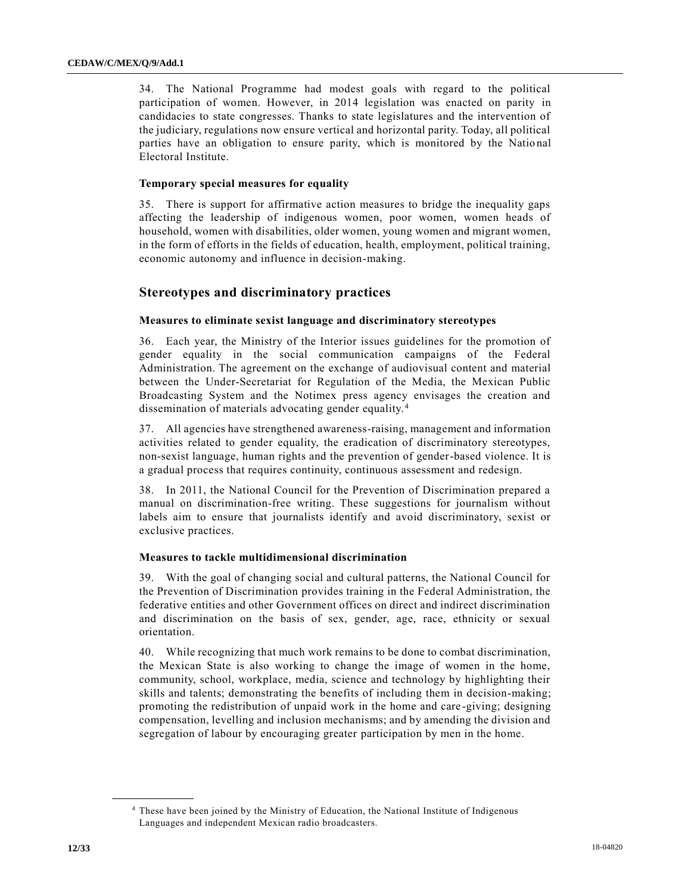34. The National Programme had modest goals with regard to the political participation of women. However, in 2014 legislation was enacted on parity in candidacies to state congresses. Thanks to state legislatures and the intervention of the judiciary, regulations now ensure vertical and horizontal parity. Today, all political parties have an obligation to ensure parity, which is monitored by the National Electoral Institute.

### Temporary special measures for equality

35. There is support for affirmative action measures to bridge the inequality gaps affecting the leadership of indigenous women, poor women, women heads of household, women with disabilities, older women, young women and migrant women, in the form of efforts in the fields of education, health, employment, political training, economic autonomy and influence in decision-making.

## Stereotypes and discriminatory practices

### Measures to eliminate sexist language and discriminatory stereotypes

36. Each year, the Ministry of the Interior issues guidelines for the promotion of gender equality in the social communication campaigns of the Federal Administration. The agreement on the exchange of audiovisual content and material between the Under-Secretariat for Regulation of the Media, the Mexican Public Broadcasting System and the Notimex press agency envisages the creation and dissemination of materials advocating gender equality.[4]

37. All agencies have strengthened awareness-raising, management and information activities related to gender equality, the eradication of discriminatory stereotypes, non-sexist language, human rights and the prevention of gender-based violence. It is a gradual process that requires continuity, continuous assessment and redesign.

38. In 2011, the National Council for the Prevention of Discrimination prepared a manual on discrimination-free writing. These suggestions for journalism without labels aim to ensure that journalists identify and avoid discriminatory, sexist or exclusive practices.

### Measures to tackle multidimensional discrimination

39. With the goal of changing social and cultural patterns, the National Council for the Prevention of Discrimination provides training in the Federal Administration, the federative entities and other Government offices on direct and indirect discrimination and discrimination on the basis of sex, gender, age, race, ethnicity or sexual orientation.

40. While recognizing that much work remains to be done to combat discrimination, the Mexican State is also working to change the image of women in the home, community, school, workplace, media, science and technology by highlighting their skills and talents; demonstrating the benefits of including them in decision-making; promoting the redistribution of unpaid work in the home and care-giving; designing compensation, levelling and inclusion mechanisms; and by amending the division and segregation of labour by encouraging greater participation by men in the home.

---

[4] These have been joined by the Ministry of Education, the National Institute of Indigenous Languages and independent Mexican radio broadcasters.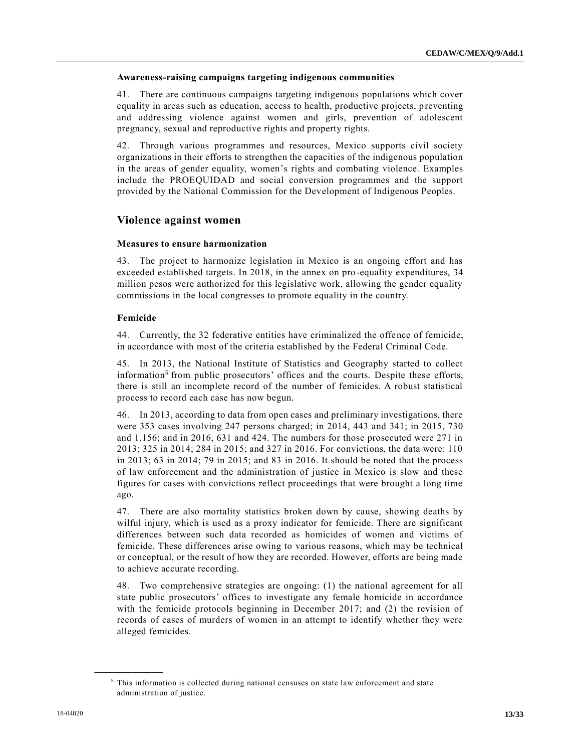### Awareness-raising campaigns targeting indigenous communities

41. There are continuous campaigns targeting indigenous populations which cover equality in areas such as education, access to health, productive projects, preventing and addressing violence against women and girls, prevention of adolescent pregnancy, sexual and reproductive rights and property rights.

42. Through various programmes and resources, Mexico supports civil society organizations in their efforts to strengthen the capacities of the indigenous population in the areas of gender equality, women's rights and combating violence. Examples include the PROEQUIDAD and social conversion programmes and the support provided by the National Commission for the Development of Indigenous Peoples.

## Violence against women

### Measures to ensure harmonization

43. The project to harmonize legislation in Mexico is an ongoing effort and has exceeded established targets. In 2018, in the annex on pro-equality expenditures, 34 million pesos were authorized for this legislative work, allowing the gender equality commissions in the local congresses to promote equality in the country.

### Femicide

44. Currently, the 32 federative entities have criminalized the offence of femicide, in accordance with most of the criteria established by the Federal Criminal Code.

45. In 2013, the National Institute of Statistics and Geography started to collect information[5] from public prosecutors' offices and the courts. Despite these efforts, there is still an incomplete record of the number of femicides. A robust statistical process to record each case has now begun.

46. In 2013, according to data from open cases and preliminary investigations, there were 353 cases involving 247 persons charged; in 2014, 443 and 341; in 2015, 730 and 1,156; and in 2016, 631 and 424. The numbers for those prosecuted were 271 in 2013; 325 in 2014; 284 in 2015; and 327 in 2016. For convictions, the data were: 110 in 2013; 63 in 2014; 79 in 2015; and 83 in 2016. It should be noted that the process of law enforcement and the administration of justice in Mexico is slow and these figures for cases with convictions reflect proceedings that were brought a long time ago.

47. There are also mortality statistics broken down by cause, showing deaths by wilful injury, which is used as a proxy indicator for femicide. There are significant differences between such data recorded as homicides of women and victims of femicide. These differences arise owing to various reasons, which may be technical or conceptual, or the result of how they are recorded. However, efforts are being made to achieve accurate recording.

48. Two comprehensive strategies are ongoing: (1) the national agreement for all state public prosecutors' offices to investigate any female homicide in accordance with the femicide protocols beginning in December 2017; and (2) the revision of records of cases of murders of women in an attempt to identify whether they were alleged femicides.

---

[5] This information is collected during national censuses on state law enforcement and state administration of justice.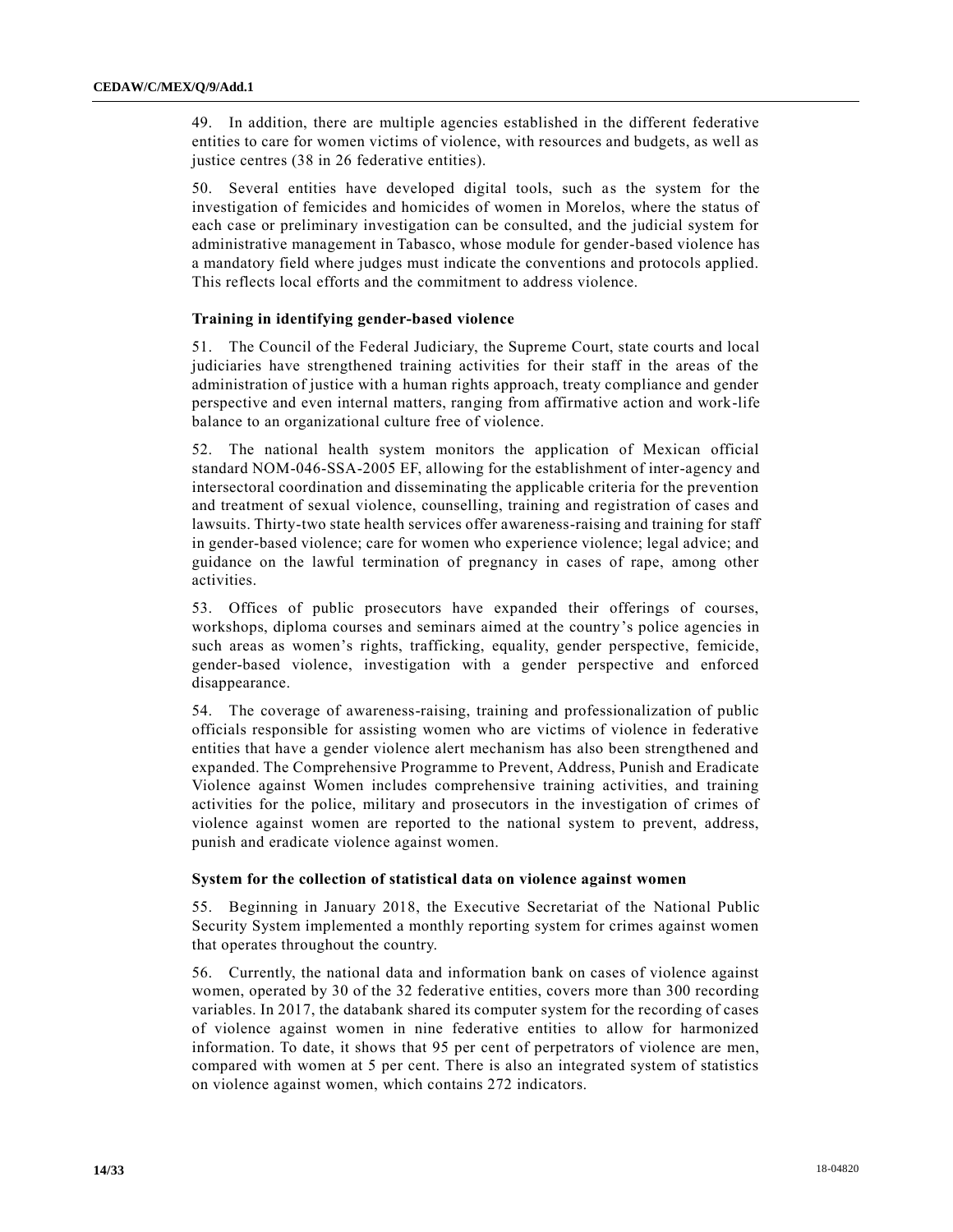49. In addition, there are multiple agencies established in the different federative entities to care for women victims of violence, with resources and budgets, as well as justice centres (38 in 26 federative entities).

50. Several entities have developed digital tools, such as the system for the investigation of femicides and homicides of women in Morelos, where the status of each case or preliminary investigation can be consulted, and the judicial system for administrative management in Tabasco, whose module for gender-based violence has a mandatory field where judges must indicate the conventions and protocols applied. This reflects local efforts and the commitment to address violence.

**Training in identifying gender-based violence**

51. The Council of the Federal Judiciary, the Supreme Court, state courts and local judiciaries have strengthened training activities for their staff in the areas of the administration of justice with a human rights approach, treaty compliance and gender perspective and even internal matters, ranging from affirmative action and work-life balance to an organizational culture free of violence.

52. The national health system monitors the application of Mexican official standard NOM-046-SSA-2005 EF, allowing for the establishment of inter-agency and intersectoral coordination and disseminating the applicable criteria for the prevention and treatment of sexual violence, counselling, training and registration of cases and lawsuits. Thirty-two state health services offer awareness-raising and training for staff in gender-based violence; care for women who experience violence; legal advice; and guidance on the lawful termination of pregnancy in cases of rape, among other activities.

53. Offices of public prosecutors have expanded their offerings of courses, workshops, diploma courses and seminars aimed at the country's police agencies in such areas as women's rights, trafficking, equality, gender perspective, femicide, gender-based violence, investigation with a gender perspective and enforced disappearance.

54. The coverage of awareness-raising, training and professionalization of public officials responsible for assisting women who are victims of violence in federative entities that have a gender violence alert mechanism has also been strengthened and expanded. The Comprehensive Programme to Prevent, Address, Punish and Eradicate Violence against Women includes comprehensive training activities, and training activities for the police, military and prosecutors in the investigation of crimes of violence against women are reported to the national system to prevent, address, punish and eradicate violence against women.

**System for the collection of statistical data on violence against women**

55. Beginning in January 2018, the Executive Secretariat of the National Public Security System implemented a monthly reporting system for crimes against women that operates throughout the country.

56. Currently, the national data and information bank on cases of violence against women, operated by 30 of the 32 federative entities, covers more than 300 recording variables. In 2017, the databank shared its computer system for the recording of cases of violence against women in nine federative entities to allow for harmonized information. To date, it shows that 95 per cent of perpetrators of violence are men, compared with women at 5 per cent. There is also an integrated system of statistics on violence against women, which contains 272 indicators.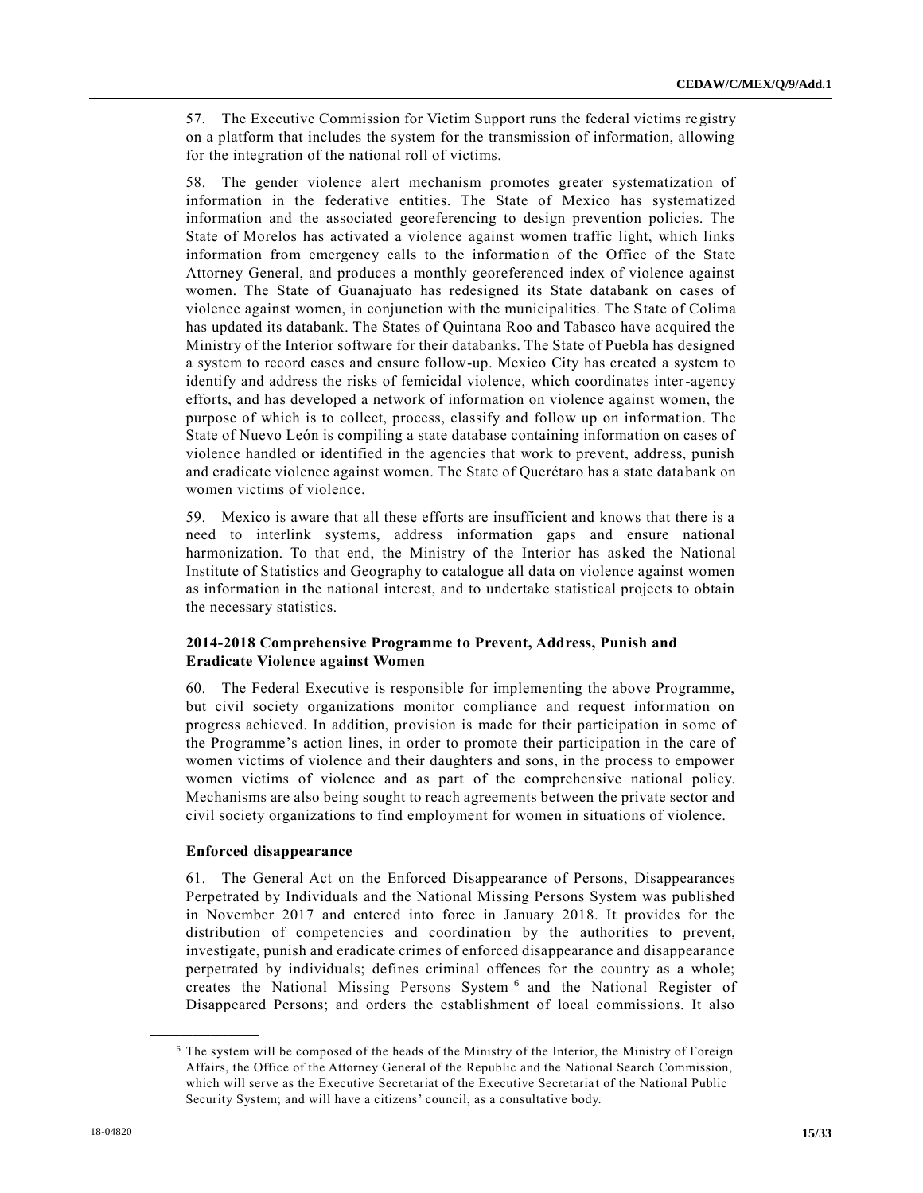57. The Executive Commission for Victim Support runs the federal victims registry on a platform that includes the system for the transmission of information, allowing for the integration of the national roll of victims.

58. The gender violence alert mechanism promotes greater systematization of information in the federative entities. The State of Mexico has systematized information and the associated georeferencing to design prevention policies. The State of Morelos has activated a violence against women traffic light, which links information from emergency calls to the information of the Office of the State Attorney General, and produces a monthly georeferenced index of violence against women. The State of Guanajuato has redesigned its State databank on cases of violence against women, in conjunction with the municipalities. The State of Colima has updated its databank. The States of Quintana Roo and Tabasco have acquired the Ministry of the Interior software for their databanks. The State of Puebla has designed a system to record cases and ensure follow-up. Mexico City has created a system to identify and address the risks of femicidal violence, which coordinates inter-agency efforts, and has developed a network of information on violence against women, the purpose of which is to collect, process, classify and follow up on information. The State of Nuevo León is compiling a state database containing information on cases of violence handled or identified in the agencies that work to prevent, address, punish and eradicate violence against women. The State of Querétaro has a state databank on women victims of violence.

59. Mexico is aware that all these efforts are insufficient and knows that there is a need to interlink systems, address information gaps and ensure national harmonization. To that end, the Ministry of the Interior has asked the National Institute of Statistics and Geography to catalogue all data on violence against women as information in the national interest, and to undertake statistical projects to obtain the necessary statistics.

### 2014-2018 Comprehensive Programme to Prevent, Address, Punish and Eradicate Violence against Women

60. The Federal Executive is responsible for implementing the above Programme, but civil society organizations monitor compliance and request information on progress achieved. In addition, provision is made for their participation in some of the Programme's action lines, in order to promote their participation in the care of women victims of violence and their daughters and sons, in the process to empower women victims of violence and as part of the comprehensive national policy. Mechanisms are also being sought to reach agreements between the private sector and civil society organizations to find employment for women in situations of violence.

### Enforced disappearance

61. The General Act on the Enforced Disappearance of Persons, Disappearances Perpetrated by Individuals and the National Missing Persons System was published in November 2017 and entered into force in January 2018. It provides for the distribution of competencies and coordination by the authorities to prevent, investigate, punish and eradicate crimes of enforced disappearance and disappearance perpetrated by individuals; defines criminal offences for the country as a whole; creates the National Missing Persons System [6] and the National Register of Disappeared Persons; and orders the establishment of local commissions. It also

[6] The system will be composed of the heads of the Ministry of the Interior, the Ministry of Foreign Affairs, the Office of the Attorney General of the Republic and the National Search Commission, which will serve as the Executive Secretariat of the Executive Secretariat of the National Public Security System; and will have a citizens' council, as a consultative body.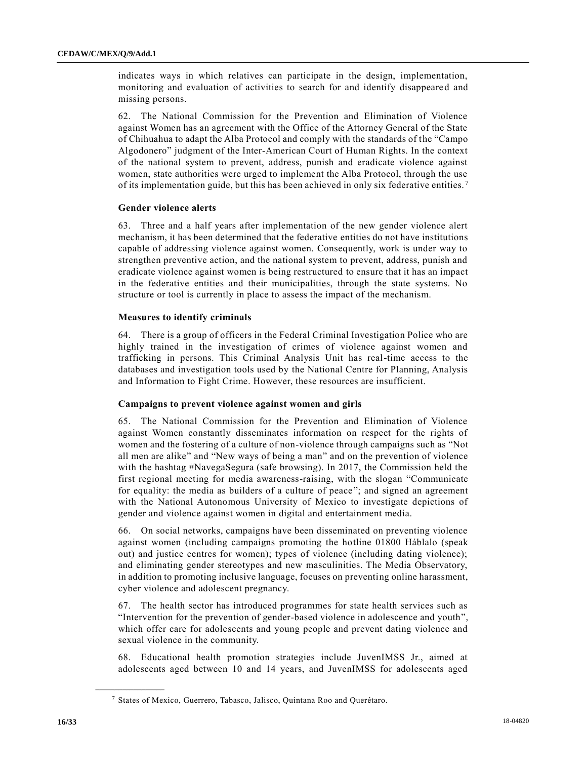indicates ways in which relatives can participate in the design, implementation, monitoring and evaluation of activities to search for and identify disappeared and missing persons.

62. The National Commission for the Prevention and Elimination of Violence against Women has an agreement with the Office of the Attorney General of the State of Chihuahua to adapt the Alba Protocol and comply with the standards of the "Campo Algodonero" judgment of the Inter-American Court of Human Rights. In the context of the national system to prevent, address, punish and eradicate violence against women, state authorities were urged to implement the Alba Protocol, through the use of its implementation guide, but this has been achieved in only six federative entities.[7]

### Gender violence alerts

63. Three and a half years after implementation of the new gender violence alert mechanism, it has been determined that the federative entities do not have institutions capable of addressing violence against women. Consequently, work is under way to strengthen preventive action, and the national system to prevent, address, punish and eradicate violence against women is being restructured to ensure that it has an impact in the federative entities and their municipalities, through the state systems. No structure or tool is currently in place to assess the impact of the mechanism.

### Measures to identify criminals

64. There is a group of officers in the Federal Criminal Investigation Police who are highly trained in the investigation of crimes of violence against women and trafficking in persons. This Criminal Analysis Unit has real-time access to the databases and investigation tools used by the National Centre for Planning, Analysis and Information to Fight Crime. However, these resources are insufficient.

### Campaigns to prevent violence against women and girls

65. The National Commission for the Prevention and Elimination of Violence against Women constantly disseminates information on respect for the rights of women and the fostering of a culture of non-violence through campaigns such as "Not all men are alike" and "New ways of being a man" and on the prevention of violence with the hashtag #NavegaSegura (safe browsing). In 2017, the Commission held the first regional meeting for media awareness-raising, with the slogan "Communicate for equality: the media as builders of a culture of peace"; and signed an agreement with the National Autonomous University of Mexico to investigate depictions of gender and violence against women in digital and entertainment media.

66. On social networks, campaigns have been disseminated on preventing violence against women (including campaigns promoting the hotline 01800 Háblalo (speak out) and justice centres for women); types of violence (including dating violence); and eliminating gender stereotypes and new masculinities. The Media Observatory, in addition to promoting inclusive language, focuses on preventing online harassment, cyber violence and adolescent pregnancy.

67. The health sector has introduced programmes for state health services such as "Intervention for the prevention of gender-based violence in adolescence and youth", which offer care for adolescents and young people and prevent dating violence and sexual violence in the community.

68. Educational health promotion strategies include JuvenIMSS Jr., aimed at adolescents aged between 10 and 14 years, and JuvenIMSS for adolescents aged

---

[7] States of Mexico, Guerrero, Tabasco, Jalisco, Quintana Roo and Querétaro.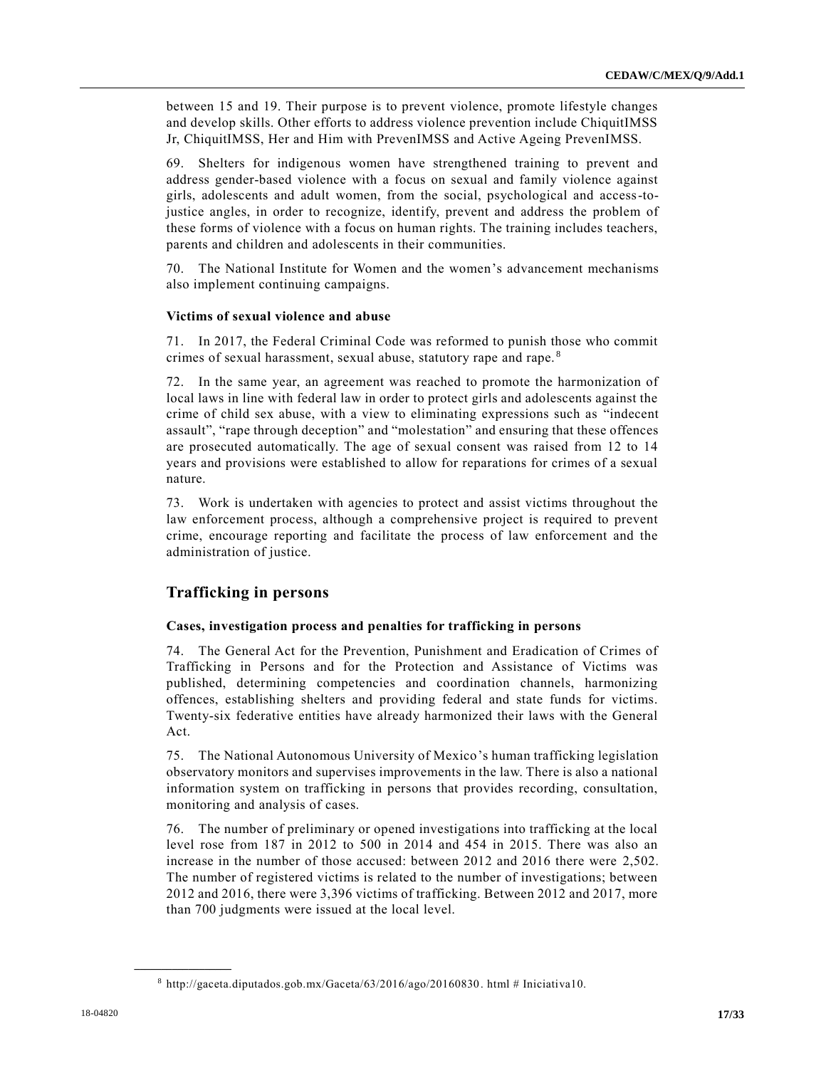between 15 and 19. Their purpose is to prevent violence, promote lifestyle changes and develop skills. Other efforts to address violence prevention include ChiquitIMSS Jr, ChiquitIMSS, Her and Him with PrevenIMSS and Active Ageing PrevenIMSS.

69. Shelters for indigenous women have strengthened training to prevent and address gender-based violence with a focus on sexual and family violence against girls, adolescents and adult women, from the social, psychological and access-to-justice angles, in order to recognize, identify, prevent and address the problem of these forms of violence with a focus on human rights. The training includes teachers, parents and children and adolescents in their communities.

70. The National Institute for Women and the women's advancement mechanisms also implement continuing campaigns.

### Victims of sexual violence and abuse

71. In 2017, the Federal Criminal Code was reformed to punish those who commit crimes of sexual harassment, sexual abuse, statutory rape and rape.[8]

72. In the same year, an agreement was reached to promote the harmonization of local laws in line with federal law in order to protect girls and adolescents against the crime of child sex abuse, with a view to eliminating expressions such as "indecent assault", "rape through deception" and "molestation" and ensuring that these offences are prosecuted automatically. The age of sexual consent was raised from 12 to 14 years and provisions were established to allow for reparations for crimes of a sexual nature.

73. Work is undertaken with agencies to protect and assist victims throughout the law enforcement process, although a comprehensive project is required to prevent crime, encourage reporting and facilitate the process of law enforcement and the administration of justice.

## Trafficking in persons

### Cases, investigation process and penalties for trafficking in persons

74. The General Act for the Prevention, Punishment and Eradication of Crimes of Trafficking in Persons and for the Protection and Assistance of Victims was published, determining competencies and coordination channels, harmonizing offences, establishing shelters and providing federal and state funds for victims. Twenty-six federative entities have already harmonized their laws with the General Act.

75. The National Autonomous University of Mexico's human trafficking legislation observatory monitors and supervises improvements in the law. There is also a national information system on trafficking in persons that provides recording, consultation, monitoring and analysis of cases.

76. The number of preliminary or opened investigations into trafficking at the local level rose from 187 in 2012 to 500 in 2014 and 454 in 2015. There was also an increase in the number of those accused: between 2012 and 2016 there were 2,502. The number of registered victims is related to the number of investigations; between 2012 and 2016, there were 3,396 victims of trafficking. Between 2012 and 2017, more than 700 judgments were issued at the local level.

---

[8] http://gaceta.diputados.gob.mx/Gaceta/63/2016/ago/20160830. html # Iniciativa10.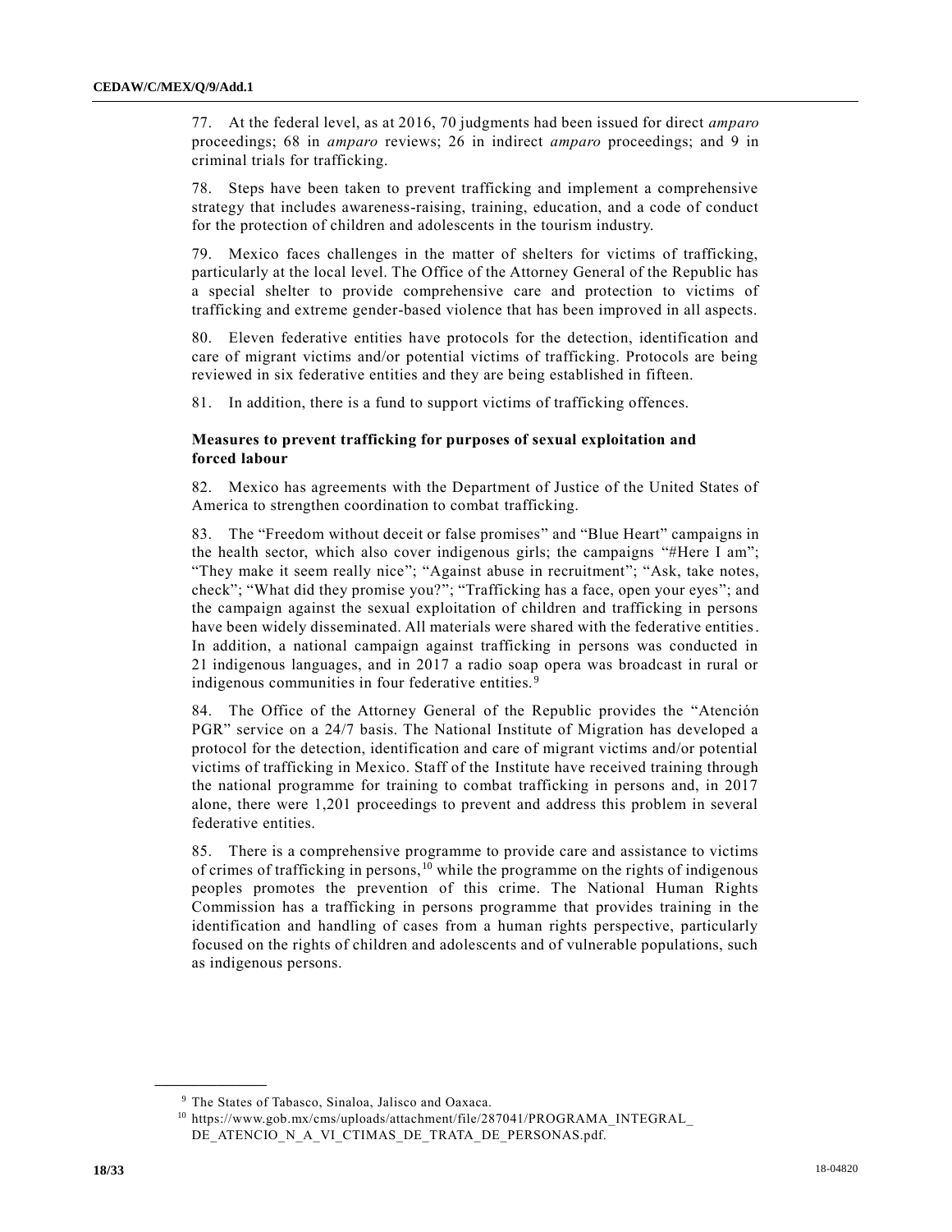77. At the federal level, as at 2016, 70 judgments had been issued for direct *amparo* proceedings; 68 in *amparo* reviews; 26 in indirect *amparo* proceedings; and 9 in criminal trials for trafficking.

78. Steps have been taken to prevent trafficking and implement a comprehensive strategy that includes awareness-raising, training, education, and a code of conduct for the protection of children and adolescents in the tourism industry.

79. Mexico faces challenges in the matter of shelters for victims of trafficking, particularly at the local level. The Office of the Attorney General of the Republic has a special shelter to provide comprehensive care and protection to victims of trafficking and extreme gender-based violence that has been improved in all aspects.

80. Eleven federative entities have protocols for the detection, identification and care of migrant victims and/or potential victims of trafficking. Protocols are being reviewed in six federative entities and they are being established in fifteen.

81. In addition, there is a fund to support victims of trafficking offences.

### Measures to prevent trafficking for purposes of sexual exploitation and forced labour

82. Mexico has agreements with the Department of Justice of the United States of America to strengthen coordination to combat trafficking.

83. The "Freedom without deceit or false promises" and "Blue Heart" campaigns in the health sector, which also cover indigenous girls; the campaigns "#Here I am"; "They make it seem really nice"; "Against abuse in recruitment"; "Ask, take notes, check"; "What did they promise you?"; "Trafficking has a face, open your eyes"; and the campaign against the sexual exploitation of children and trafficking in persons have been widely disseminated. All materials were shared with the federative entities. In addition, a national campaign against trafficking in persons was conducted in 21 indigenous languages, and in 2017 a radio soap opera was broadcast in rural or indigenous communities in four federative entities.[9]

84. The Office of the Attorney General of the Republic provides the "Atención PGR" service on a 24/7 basis. The National Institute of Migration has developed a protocol for the detection, identification and care of migrant victims and/or potential victims of trafficking in Mexico. Staff of the Institute have received training through the national programme for training to combat trafficking in persons and, in 2017 alone, there were 1,201 proceedings to prevent and address this problem in several federative entities.

85. There is a comprehensive programme to provide care and assistance to victims of crimes of trafficking in persons,[10] while the programme on the rights of indigenous peoples promotes the prevention of this crime. The National Human Rights Commission has a trafficking in persons programme that provides training in the identification and handling of cases from a human rights perspective, particularly focused on the rights of children and adolescents and of vulnerable populations, such as indigenous persons.

---

[9] The States of Tabasco, Sinaloa, Jalisco and Oaxaca.

[10] https://www.gob.mx/cms/uploads/attachment/file/287041/PROGRAMA_INTEGRAL_DE_ATENCIO_N_A_VI_CTIMAS_DE_TRATA_DE_PERSONAS.pdf.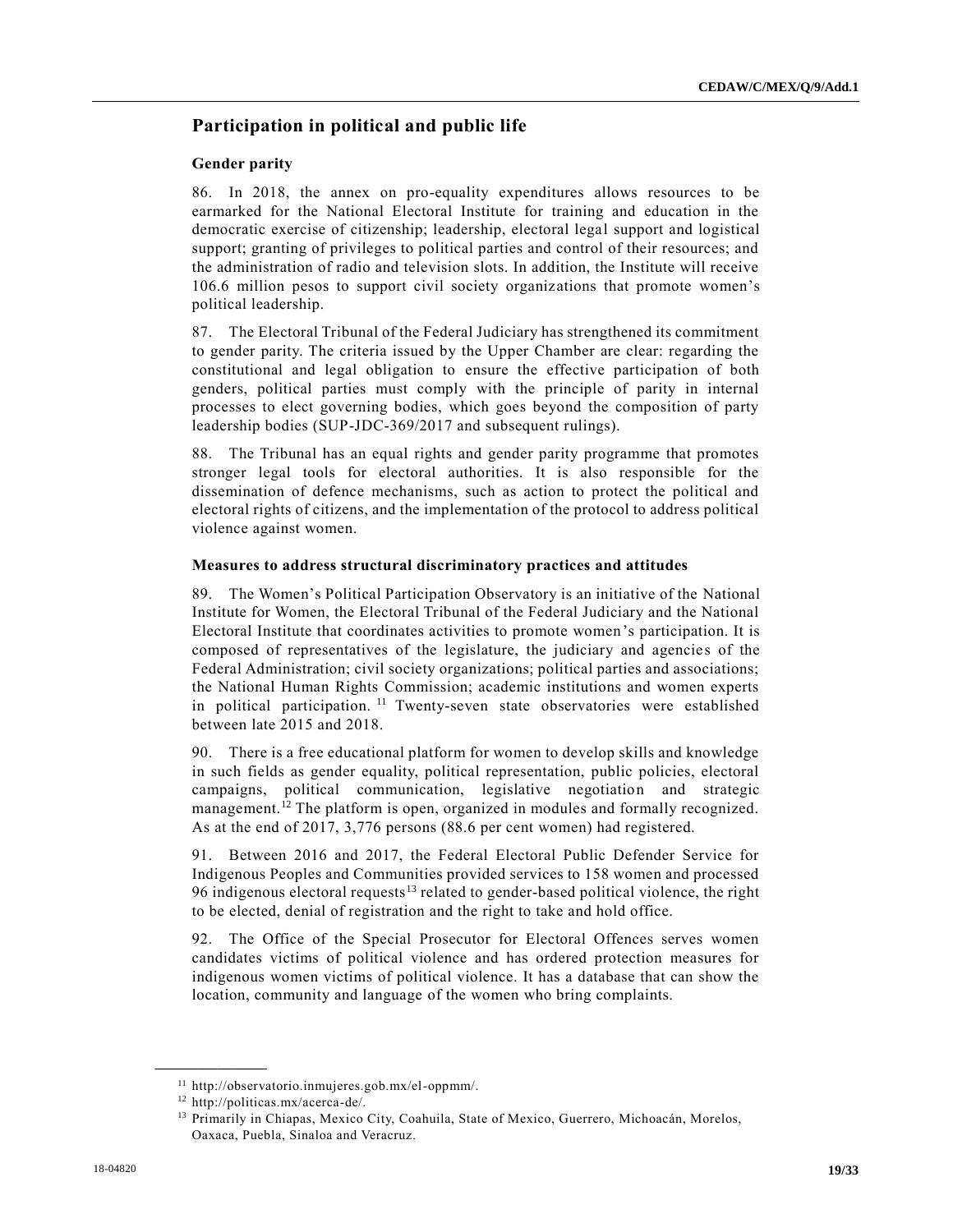## Participation in political and public life

### Gender parity

86. In 2018, the annex on pro-equality expenditures allows resources to be earmarked for the National Electoral Institute for training and education in the democratic exercise of citizenship; leadership, electoral legal support and logistical support; granting of privileges to political parties and control of their resources; and the administration of radio and television slots. In addition, the Institute will receive 106.6 million pesos to support civil society organizations that promote women's political leadership.

87. The Electoral Tribunal of the Federal Judiciary has strengthened its commitment to gender parity. The criteria issued by the Upper Chamber are clear: regarding the constitutional and legal obligation to ensure the effective participation of both genders, political parties must comply with the principle of parity in internal processes to elect governing bodies, which goes beyond the composition of party leadership bodies (SUP-JDC-369/2017 and subsequent rulings).

88. The Tribunal has an equal rights and gender parity programme that promotes stronger legal tools for electoral authorities. It is also responsible for the dissemination of defence mechanisms, such as action to protect the political and electoral rights of citizens, and the implementation of the protocol to address political violence against women.

### Measures to address structural discriminatory practices and attitudes

89. The Women's Political Participation Observatory is an initiative of the National Institute for Women, the Electoral Tribunal of the Federal Judiciary and the National Electoral Institute that coordinates activities to promote women's participation. It is composed of representatives of the legislature, the judiciary and agencies of the Federal Administration; civil society organizations; political parties and associations; the National Human Rights Commission; academic institutions and women experts in political participation.[11] Twenty-seven state observatories were established between late 2015 and 2018.

90. There is a free educational platform for women to develop skills and knowledge in such fields as gender equality, political representation, public policies, electoral campaigns, political communication, legislative negotiation and strategic management.[12] The platform is open, organized in modules and formally recognized. As at the end of 2017, 3,776 persons (88.6 per cent women) had registered.

91. Between 2016 and 2017, the Federal Electoral Public Defender Service for Indigenous Peoples and Communities provided services to 158 women and processed 96 indigenous electoral requests[13] related to gender-based political violence, the right to be elected, denial of registration and the right to take and hold office.

92. The Office of the Special Prosecutor for Electoral Offences serves women candidates victims of political violence and has ordered protection measures for indigenous women victims of political violence. It has a database that can show the location, community and language of the women who bring complaints.

---

[11] http://observatorio.inmujeres.gob.mx/el-oppmm/.

[12] http://politicas.mx/acerca-de/.

[13] Primarily in Chiapas, Mexico City, Coahuila, State of Mexico, Guerrero, Michoacán, Morelos, Oaxaca, Puebla, Sinaloa and Veracruz.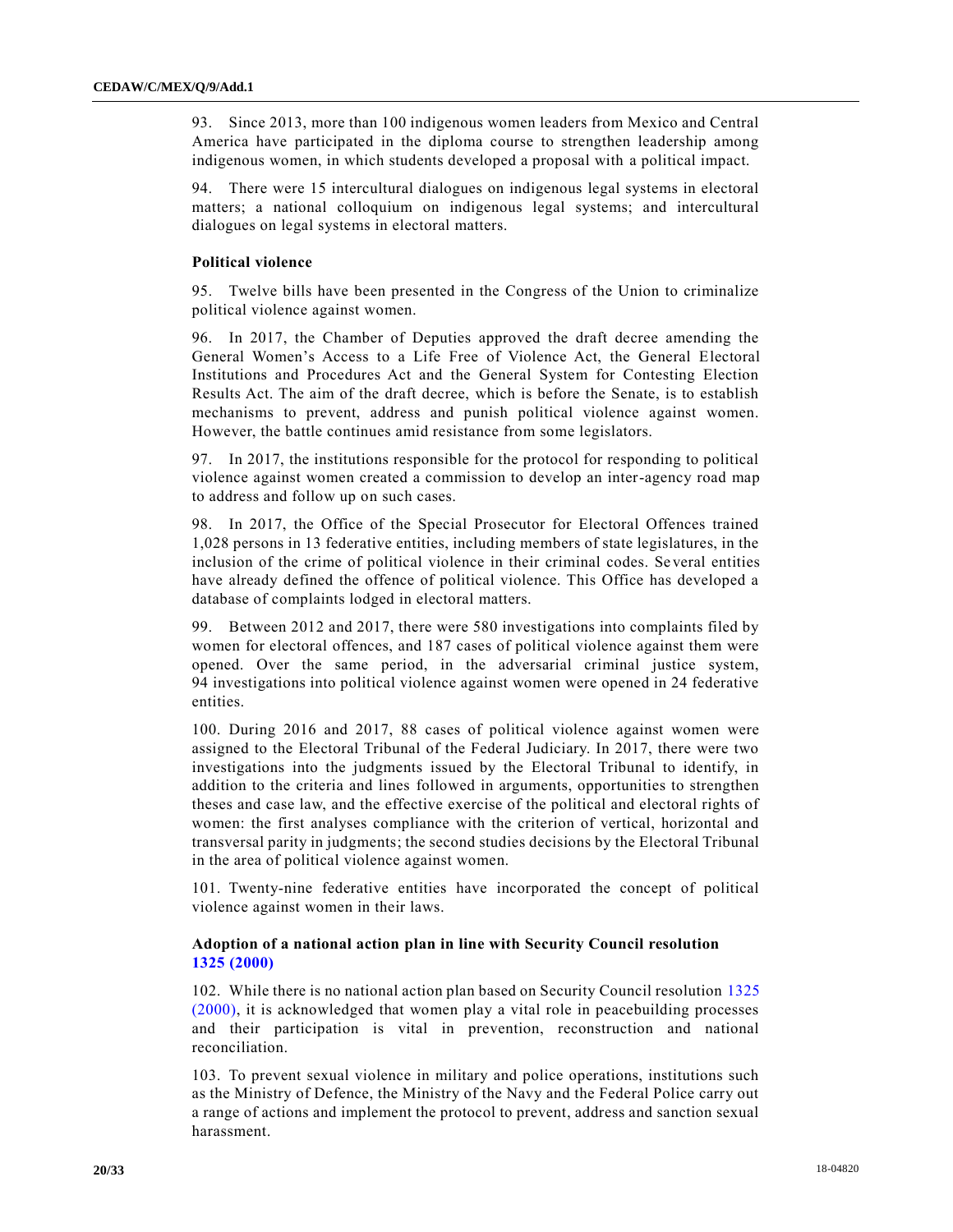93. Since 2013, more than 100 indigenous women leaders from Mexico and Central America have participated in the diploma course to strengthen leadership among indigenous women, in which students developed a proposal with a political impact.

94. There were 15 intercultural dialogues on indigenous legal systems in electoral matters; a national colloquium on indigenous legal systems; and intercultural dialogues on legal systems in electoral matters.

### Political violence

95. Twelve bills have been presented in the Congress of the Union to criminalize political violence against women.

96. In 2017, the Chamber of Deputies approved the draft decree amending the General Women's Access to a Life Free of Violence Act, the General Electoral Institutions and Procedures Act and the General System for Contesting Election Results Act. The aim of the draft decree, which is before the Senate, is to establish mechanisms to prevent, address and punish political violence against women. However, the battle continues amid resistance from some legislators.

97. In 2017, the institutions responsible for the protocol for responding to political violence against women created a commission to develop an inter-agency road map to address and follow up on such cases.

98. In 2017, the Office of the Special Prosecutor for Electoral Offences trained 1,028 persons in 13 federative entities, including members of state legislatures, in the inclusion of the crime of political violence in their criminal codes. Several entities have already defined the offence of political violence. This Office has developed a database of complaints lodged in electoral matters.

99. Between 2012 and 2017, there were 580 investigations into complaints filed by women for electoral offences, and 187 cases of political violence against them were opened. Over the same period, in the adversarial criminal justice system, 94 investigations into political violence against women were opened in 24 federative entities.

100. During 2016 and 2017, 88 cases of political violence against women were assigned to the Electoral Tribunal of the Federal Judiciary. In 2017, there were two investigations into the judgments issued by the Electoral Tribunal to identify, in addition to the criteria and lines followed in arguments, opportunities to strengthen theses and case law, and the effective exercise of the political and electoral rights of women: the first analyses compliance with the criterion of vertical, horizontal and transversal parity in judgments; the second studies decisions by the Electoral Tribunal in the area of political violence against women.

101. Twenty-nine federative entities have incorporated the concept of political violence against women in their laws.

### Adoption of a national action plan in line with Security Council resolution 1325 (2000)

102. While there is no national action plan based on Security Council resolution 1325 (2000), it is acknowledged that women play a vital role in peacebuilding processes and their participation is vital in prevention, reconstruction and national reconciliation.

103. To prevent sexual violence in military and police operations, institutions such as the Ministry of Defence, the Ministry of the Navy and the Federal Police carry out a range of actions and implement the protocol to prevent, address and sanction sexual harassment.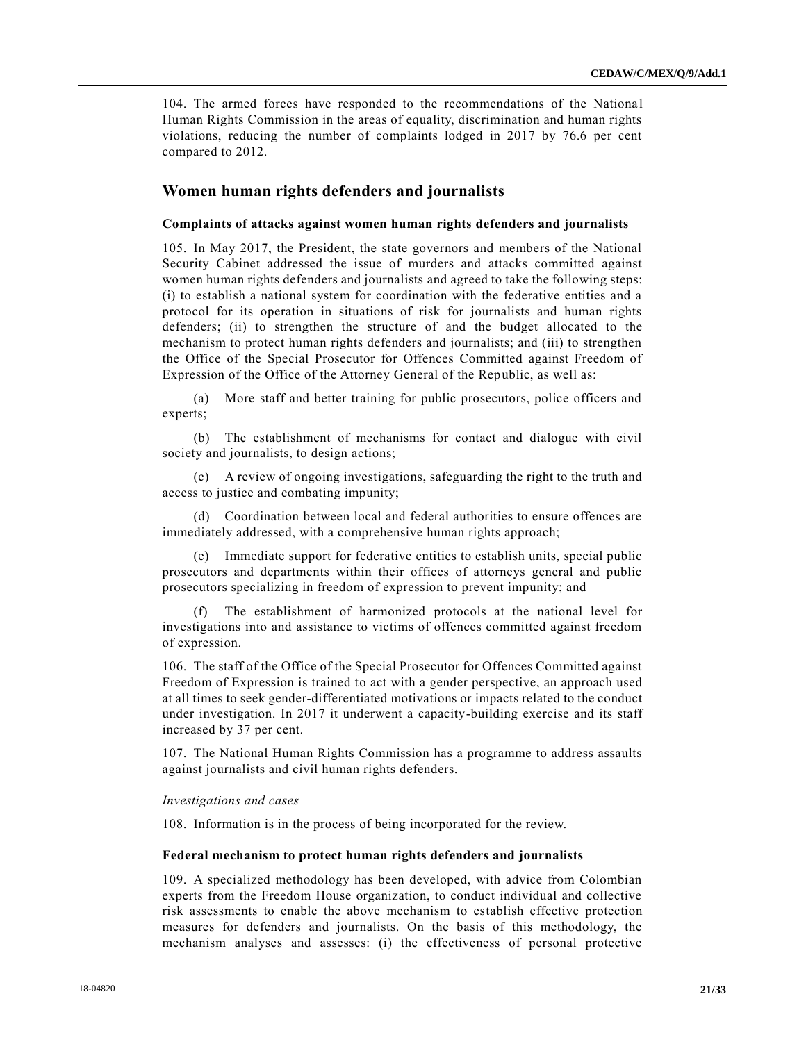104. The armed forces have responded to the recommendations of the National Human Rights Commission in the areas of equality, discrimination and human rights violations, reducing the number of complaints lodged in 2017 by 76.6 per cent compared to 2012.

## Women human rights defenders and journalists

### Complaints of attacks against women human rights defenders and journalists

105. In May 2017, the President, the state governors and members of the National Security Cabinet addressed the issue of murders and attacks committed against women human rights defenders and journalists and agreed to take the following steps: (i) to establish a national system for coordination with the federative entities and a protocol for its operation in situations of risk for journalists and human rights defenders; (ii) to strengthen the structure of and the budget allocated to the mechanism to protect human rights defenders and journalists; and (iii) to strengthen the Office of the Special Prosecutor for Offences Committed against Freedom of Expression of the Office of the Attorney General of the Republic, as well as:

(a) More staff and better training for public prosecutors, police officers and experts;

(b) The establishment of mechanisms for contact and dialogue with civil society and journalists, to design actions;

(c) A review of ongoing investigations, safeguarding the right to the truth and access to justice and combating impunity;

(d) Coordination between local and federal authorities to ensure offences are immediately addressed, with a comprehensive human rights approach;

(e) Immediate support for federative entities to establish units, special public prosecutors and departments within their offices of attorneys general and public prosecutors specializing in freedom of expression to prevent impunity; and

(f) The establishment of harmonized protocols at the national level for investigations into and assistance to victims of offences committed against freedom of expression.

106. The staff of the Office of the Special Prosecutor for Offences Committed against Freedom of Expression is trained to act with a gender perspective, an approach used at all times to seek gender-differentiated motivations or impacts related to the conduct under investigation. In 2017 it underwent a capacity-building exercise and its staff increased by 37 per cent.

107. The National Human Rights Commission has a programme to address assaults against journalists and civil human rights defenders.

*Investigations and cases*

108. Information is in the process of being incorporated for the review.

### Federal mechanism to protect human rights defenders and journalists

109. A specialized methodology has been developed, with advice from Colombian experts from the Freedom House organization, to conduct individual and collective risk assessments to enable the above mechanism to establish effective protection measures for defenders and journalists. On the basis of this methodology, the mechanism analyses and assesses: (i) the effectiveness of personal protective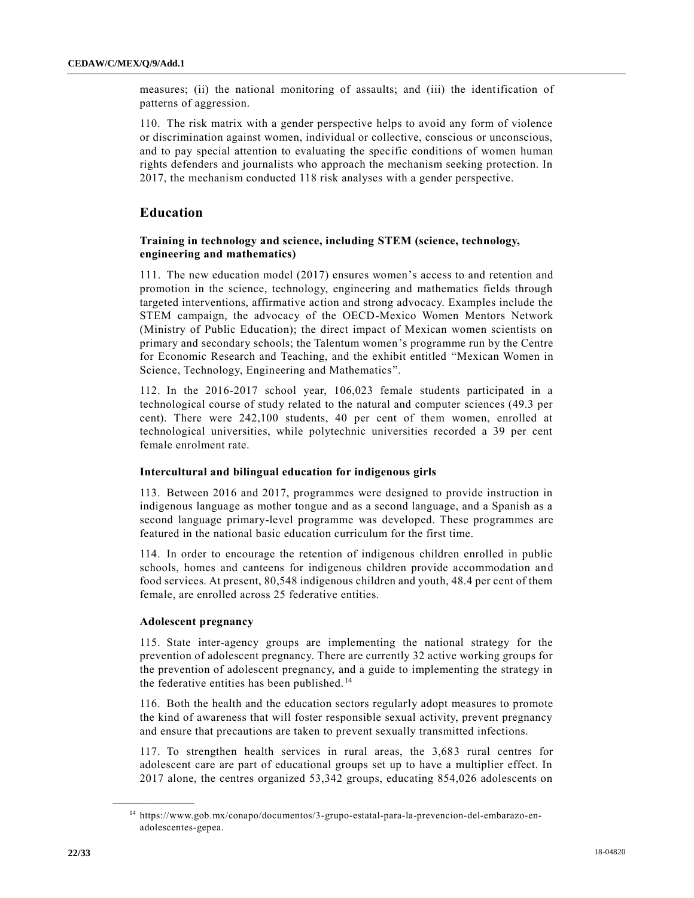measures; (ii) the national monitoring of assaults; and (iii) the identification of patterns of aggression.

110. The risk matrix with a gender perspective helps to avoid any form of violence or discrimination against women, individual or collective, conscious or unconscious, and to pay special attention to evaluating the specific conditions of women human rights defenders and journalists who approach the mechanism seeking protection. In 2017, the mechanism conducted 118 risk analyses with a gender perspective.

## Education

### Training in technology and science, including STEM (science, technology, engineering and mathematics)

111. The new education model (2017) ensures women's access to and retention and promotion in the science, technology, engineering and mathematics fields through targeted interventions, affirmative action and strong advocacy. Examples include the STEM campaign, the advocacy of the OECD-Mexico Women Mentors Network (Ministry of Public Education); the direct impact of Mexican women scientists on primary and secondary schools; the Talentum women's programme run by the Centre for Economic Research and Teaching, and the exhibit entitled "Mexican Women in Science, Technology, Engineering and Mathematics".

112. In the 2016-2017 school year, 106,023 female students participated in a technological course of study related to the natural and computer sciences (49.3 per cent). There were 242,100 students, 40 per cent of them women, enrolled at technological universities, while polytechnic universities recorded a 39 per cent female enrolment rate.

### Intercultural and bilingual education for indigenous girls

113. Between 2016 and 2017, programmes were designed to provide instruction in indigenous language as mother tongue and as a second language, and a Spanish as a second language primary-level programme was developed. These programmes are featured in the national basic education curriculum for the first time.

114. In order to encourage the retention of indigenous children enrolled in public schools, homes and canteens for indigenous children provide accommodation and food services. At present, 80,548 indigenous children and youth, 48.4 per cent of them female, are enrolled across 25 federative entities.

### Adolescent pregnancy

115. State inter-agency groups are implementing the national strategy for the prevention of adolescent pregnancy. There are currently 32 active working groups for the prevention of adolescent pregnancy, and a guide to implementing the strategy in the federative entities has been published.[14]

116. Both the health and the education sectors regularly adopt measures to promote the kind of awareness that will foster responsible sexual activity, prevent pregnancy and ensure that precautions are taken to prevent sexually transmitted infections.

117. To strengthen health services in rural areas, the 3,683 rural centres for adolescent care are part of educational groups set up to have a multiplier effect. In 2017 alone, the centres organized 53,342 groups, educating 854,026 adolescents on

---

[14] https://www.gob.mx/conapo/documentos/3-grupo-estatal-para-la-prevencion-del-embarazo-en-adolescentes-gepea.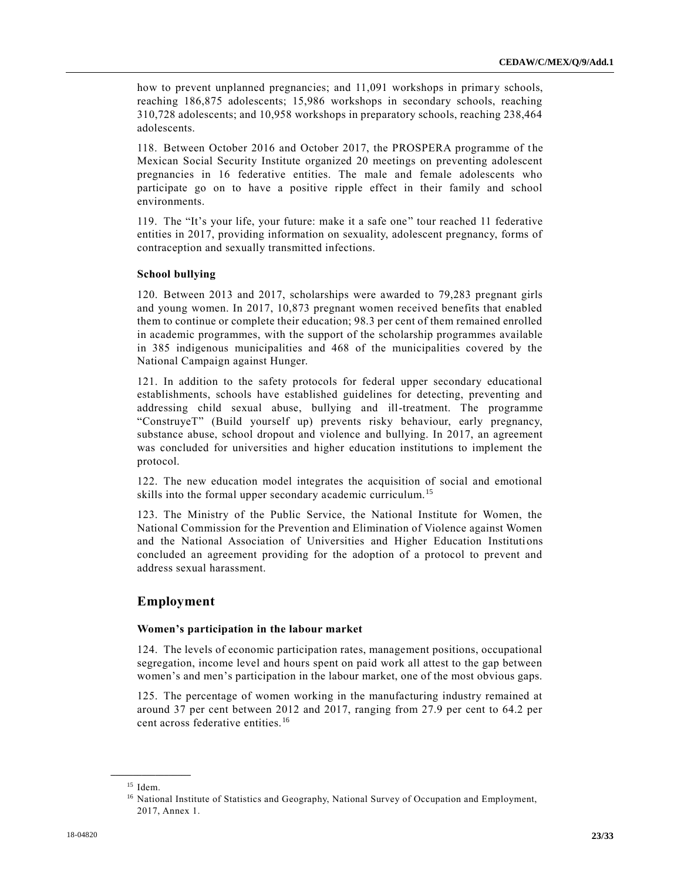how to prevent unplanned pregnancies; and 11,091 workshops in primary schools, reaching 186,875 adolescents; 15,986 workshops in secondary schools, reaching 310,728 adolescents; and 10,958 workshops in preparatory schools, reaching 238,464 adolescents.

118. Between October 2016 and October 2017, the PROSPERA programme of the Mexican Social Security Institute organized 20 meetings on preventing adolescent pregnancies in 16 federative entities. The male and female adolescents who participate go on to have a positive ripple effect in their family and school environments.

119. The "It's your life, your future: make it a safe one" tour reached 11 federative entities in 2017, providing information on sexuality, adolescent pregnancy, forms of contraception and sexually transmitted infections.

### School bullying

120. Between 2013 and 2017, scholarships were awarded to 79,283 pregnant girls and young women. In 2017, 10,873 pregnant women received benefits that enabled them to continue or complete their education; 98.3 per cent of them remained enrolled in academic programmes, with the support of the scholarship programmes available in 385 indigenous municipalities and 468 of the municipalities covered by the National Campaign against Hunger.

121. In addition to the safety protocols for federal upper secondary educational establishments, schools have established guidelines for detecting, preventing and addressing child sexual abuse, bullying and ill-treatment. The programme "ConstruyeT" (Build yourself up) prevents risky behaviour, early pregnancy, substance abuse, school dropout and violence and bullying. In 2017, an agreement was concluded for universities and higher education institutions to implement the protocol.

122. The new education model integrates the acquisition of social and emotional skills into the formal upper secondary academic curriculum.[15]

123. The Ministry of the Public Service, the National Institute for Women, the National Commission for the Prevention and Elimination of Violence against Women and the National Association of Universities and Higher Education Institutions concluded an agreement providing for the adoption of a protocol to prevent and address sexual harassment.

## Employment

### Women's participation in the labour market

124. The levels of economic participation rates, management positions, occupational segregation, income level and hours spent on paid work all attest to the gap between women's and men's participation in the labour market, one of the most obvious gaps.

125. The percentage of women working in the manufacturing industry remained at around 37 per cent between 2012 and 2017, ranging from 27.9 per cent to 64.2 per cent across federative entities.[16]

---

[15] Idem.

[16] National Institute of Statistics and Geography, National Survey of Occupation and Employment, 2017, Annex 1.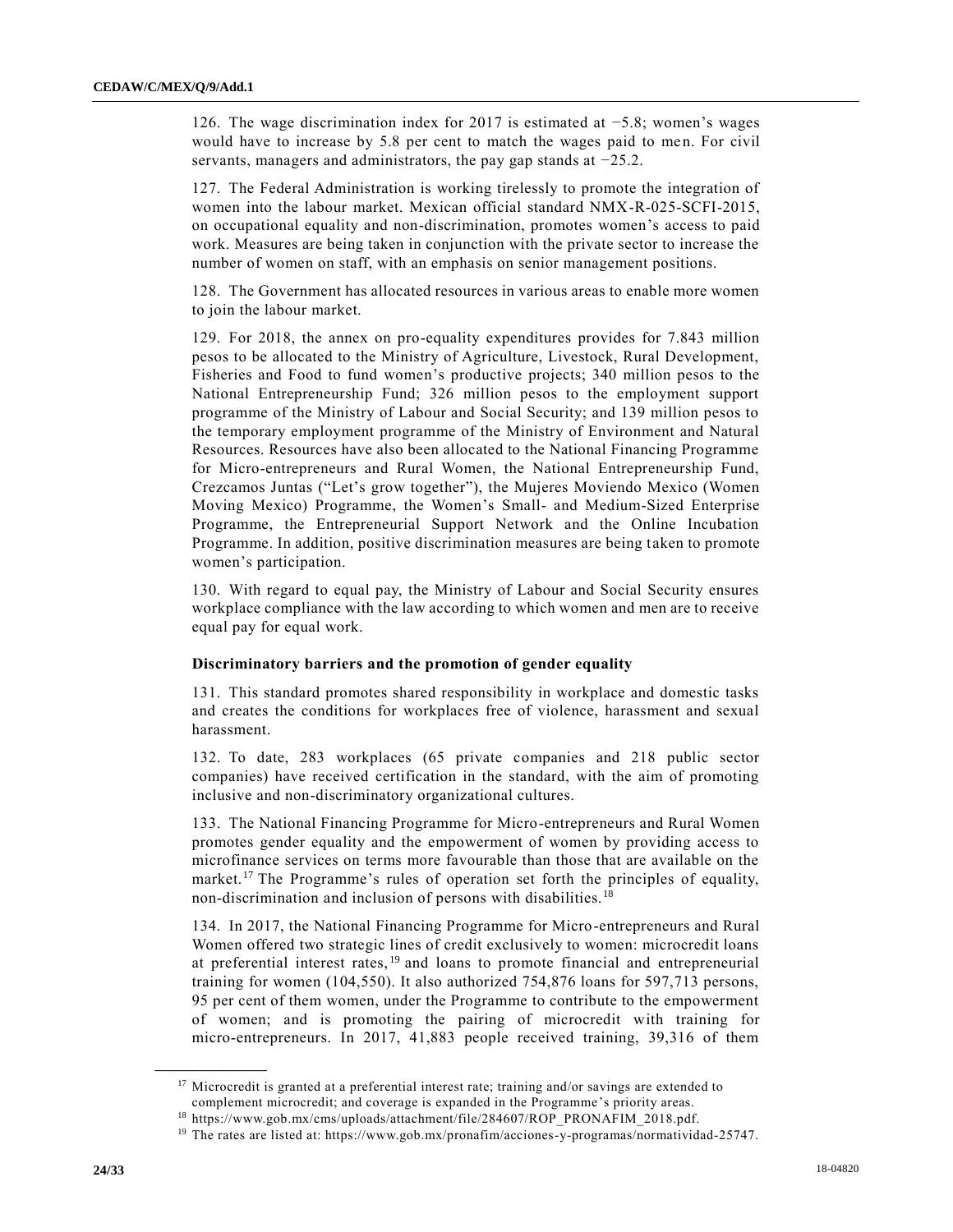126. The wage discrimination index for 2017 is estimated at −5.8; women's wages would have to increase by 5.8 per cent to match the wages paid to men. For civil servants, managers and administrators, the pay gap stands at −25.2.

127. The Federal Administration is working tirelessly to promote the integration of women into the labour market. Mexican official standard NMX-R-025-SCFI-2015, on occupational equality and non-discrimination, promotes women's access to paid work. Measures are being taken in conjunction with the private sector to increase the number of women on staff, with an emphasis on senior management positions.

128. The Government has allocated resources in various areas to enable more women to join the labour market.

129. For 2018, the annex on pro-equality expenditures provides for 7.843 million pesos to be allocated to the Ministry of Agriculture, Livestock, Rural Development, Fisheries and Food to fund women's productive projects; 340 million pesos to the National Entrepreneurship Fund; 326 million pesos to the employment support programme of the Ministry of Labour and Social Security; and 139 million pesos to the temporary employment programme of the Ministry of Environment and Natural Resources. Resources have also been allocated to the National Financing Programme for Micro-entrepreneurs and Rural Women, the National Entrepreneurship Fund, Crezcamos Juntas ("Let's grow together"), the Mujeres Moviendo Mexico (Women Moving Mexico) Programme, the Women's Small- and Medium-Sized Enterprise Programme, the Entrepreneurial Support Network and the Online Incubation Programme. In addition, positive discrimination measures are being taken to promote women's participation.

130. With regard to equal pay, the Ministry of Labour and Social Security ensures workplace compliance with the law according to which women and men are to receive equal pay for equal work.

### Discriminatory barriers and the promotion of gender equality

131. This standard promotes shared responsibility in workplace and domestic tasks and creates the conditions for workplaces free of violence, harassment and sexual harassment.

132. To date, 283 workplaces (65 private companies and 218 public sector companies) have received certification in the standard, with the aim of promoting inclusive and non-discriminatory organizational cultures.

133. The National Financing Programme for Micro-entrepreneurs and Rural Women promotes gender equality and the empowerment of women by providing access to microfinance services on terms more favourable than those that are available on the market.[17] The Programme's rules of operation set forth the principles of equality, non-discrimination and inclusion of persons with disabilities.[18]

134. In 2017, the National Financing Programme for Micro-entrepreneurs and Rural Women offered two strategic lines of credit exclusively to women: microcredit loans at preferential interest rates,[19] and loans to promote financial and entrepreneurial training for women (104,550). It also authorized 754,876 loans for 597,713 persons, 95 per cent of them women, under the Programme to contribute to the empowerment of women; and is promoting the pairing of microcredit with training for micro-entrepreneurs. In 2017, 41,883 people received training, 39,316 of them

---

[17] Microcredit is granted at a preferential interest rate; training and/or savings are extended to complement microcredit; and coverage is expanded in the Programme's priority areas.

[18] https://www.gob.mx/cms/uploads/attachment/file/284607/ROP_PRONAFIM_2018.pdf.

[19] The rates are listed at: https://www.gob.mx/pronafim/acciones-y-programas/normatividad-25747.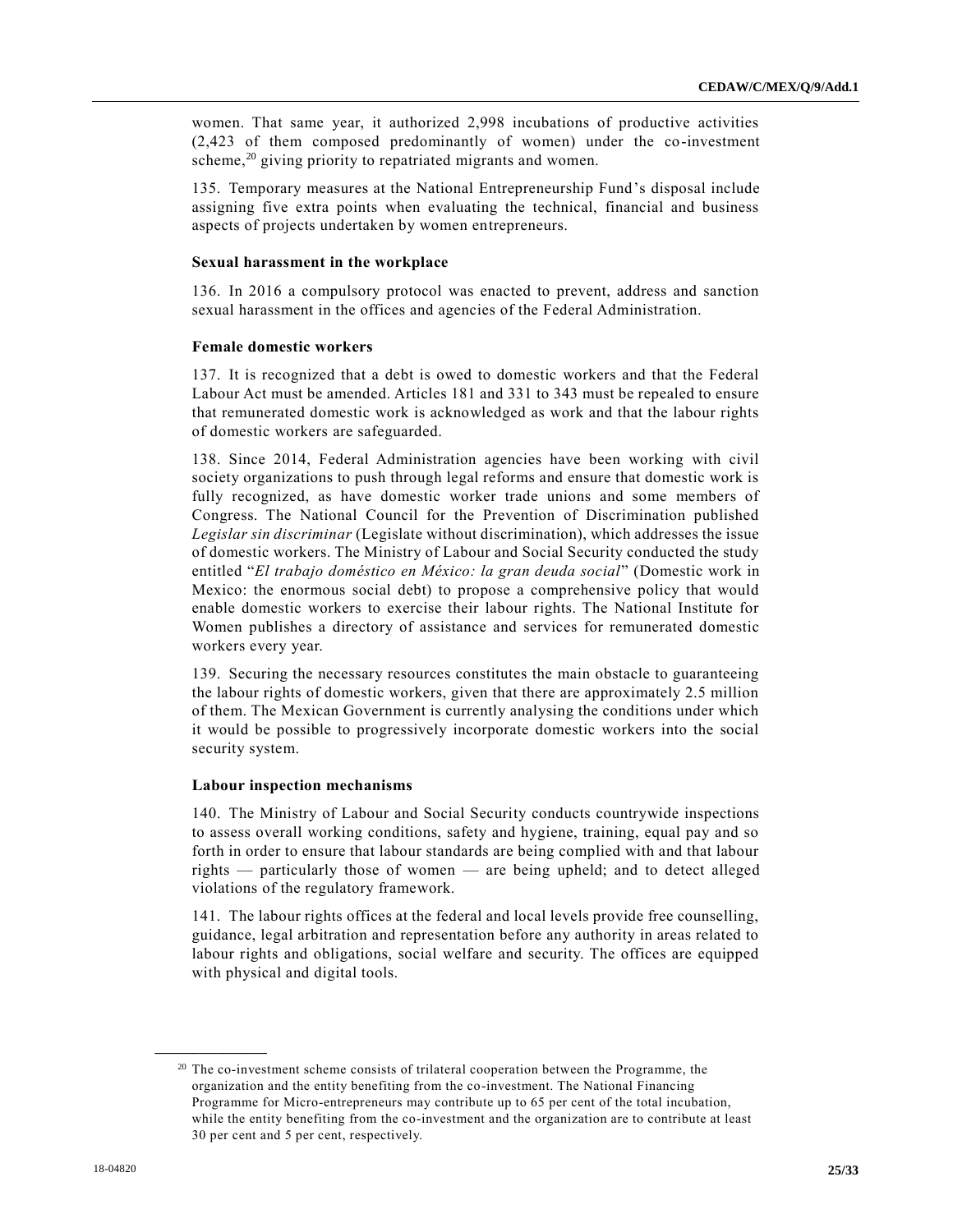women. That same year, it authorized 2,998 incubations of productive activities (2,423 of them composed predominantly of women) under the co-investment scheme,[20] giving priority to repatriated migrants and women.

135. Temporary measures at the National Entrepreneurship Fund's disposal include assigning five extra points when evaluating the technical, financial and business aspects of projects undertaken by women entrepreneurs.

**Sexual harassment in the workplace**

136. In 2016 a compulsory protocol was enacted to prevent, address and sanction sexual harassment in the offices and agencies of the Federal Administration.

**Female domestic workers**

137. It is recognized that a debt is owed to domestic workers and that the Federal Labour Act must be amended. Articles 181 and 331 to 343 must be repealed to ensure that remunerated domestic work is acknowledged as work and that the labour rights of domestic workers are safeguarded.

138. Since 2014, Federal Administration agencies have been working with civil society organizations to push through legal reforms and ensure that domestic work is fully recognized, as have domestic worker trade unions and some members of Congress. The National Council for the Prevention of Discrimination published *Legislar sin discriminar* (Legislate without discrimination), which addresses the issue of domestic workers. The Ministry of Labour and Social Security conducted the study entitled "*El trabajo doméstico en México: la gran deuda social*" (Domestic work in Mexico: the enormous social debt) to propose a comprehensive policy that would enable domestic workers to exercise their labour rights. The National Institute for Women publishes a directory of assistance and services for remunerated domestic workers every year.

139. Securing the necessary resources constitutes the main obstacle to guaranteeing the labour rights of domestic workers, given that there are approximately 2.5 million of them. The Mexican Government is currently analysing the conditions under which it would be possible to progressively incorporate domestic workers into the social security system.

**Labour inspection mechanisms**

140. The Ministry of Labour and Social Security conducts countrywide inspections to assess overall working conditions, safety and hygiene, training, equal pay and so forth in order to ensure that labour standards are being complied with and that labour rights — particularly those of women — are being upheld; and to detect alleged violations of the regulatory framework.

141. The labour rights offices at the federal and local levels provide free counselling, guidance, legal arbitration and representation before any authority in areas related to labour rights and obligations, social welfare and security. The offices are equipped with physical and digital tools.

---

[20] The co-investment scheme consists of trilateral cooperation between the Programme, the organization and the entity benefiting from the co-investment. The National Financing Programme for Micro-entrepreneurs may contribute up to 65 per cent of the total incubation, while the entity benefiting from the co-investment and the organization are to contribute at least 30 per cent and 5 per cent, respectively.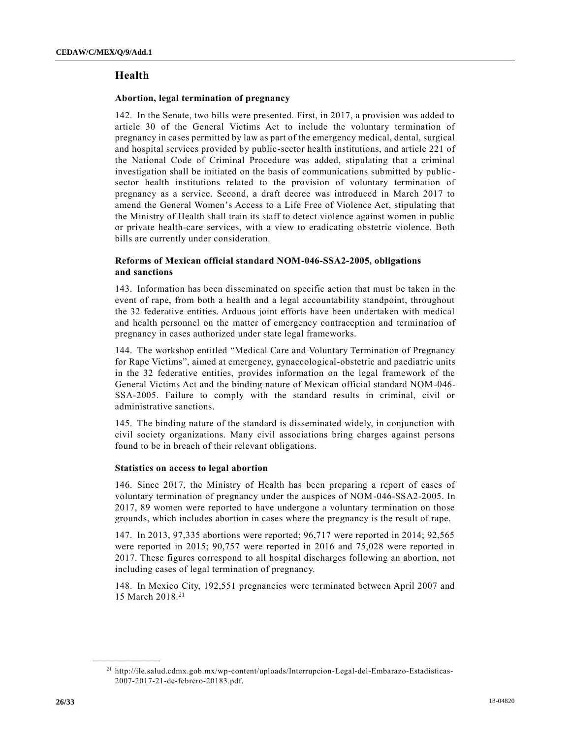## Health

### Abortion, legal termination of pregnancy

142. In the Senate, two bills were presented. First, in 2017, a provision was added to article 30 of the General Victims Act to include the voluntary termination of pregnancy in cases permitted by law as part of the emergency medical, dental, surgical and hospital services provided by public-sector health institutions, and article 221 of the National Code of Criminal Procedure was added, stipulating that a criminal investigation shall be initiated on the basis of communications submitted by public-sector health institutions related to the provision of voluntary termination of pregnancy as a service. Second, a draft decree was introduced in March 2017 to amend the General Women's Access to a Life Free of Violence Act, stipulating that the Ministry of Health shall train its staff to detect violence against women in public or private health-care services, with a view to eradicating obstetric violence. Both bills are currently under consideration.

### Reforms of Mexican official standard NOM-046-SSA2-2005, obligations and sanctions

143. Information has been disseminated on specific action that must be taken in the event of rape, from both a health and a legal accountability standpoint, throughout the 32 federative entities. Arduous joint efforts have been undertaken with medical and health personnel on the matter of emergency contraception and termination of pregnancy in cases authorized under state legal frameworks.

144. The workshop entitled "Medical Care and Voluntary Termination of Pregnancy for Rape Victims", aimed at emergency, gynaecological-obstetric and paediatric units in the 32 federative entities, provides information on the legal framework of the General Victims Act and the binding nature of Mexican official standard NOM-046-SSA-2005. Failure to comply with the standard results in criminal, civil or administrative sanctions.

145. The binding nature of the standard is disseminated widely, in conjunction with civil society organizations. Many civil associations bring charges against persons found to be in breach of their relevant obligations.

### Statistics on access to legal abortion

146. Since 2017, the Ministry of Health has been preparing a report of cases of voluntary termination of pregnancy under the auspices of NOM-046-SSA2-2005. In 2017, 89 women were reported to have undergone a voluntary termination on those grounds, which includes abortion in cases where the pregnancy is the result of rape.

147. In 2013, 97,335 abortions were reported; 96,717 were reported in 2014; 92,565 were reported in 2015; 90,757 were reported in 2016 and 75,028 were reported in 2017. These figures correspond to all hospital discharges following an abortion, not including cases of legal termination of pregnancy.

148. In Mexico City, 192,551 pregnancies were terminated between April 2007 and 15 March 2018.[21]

[21] http://ile.salud.cdmx.gob.mx/wp-content/uploads/Interrupcion-Legal-del-Embarazo-Estadisticas-2007-2017-21-de-febrero-20183.pdf.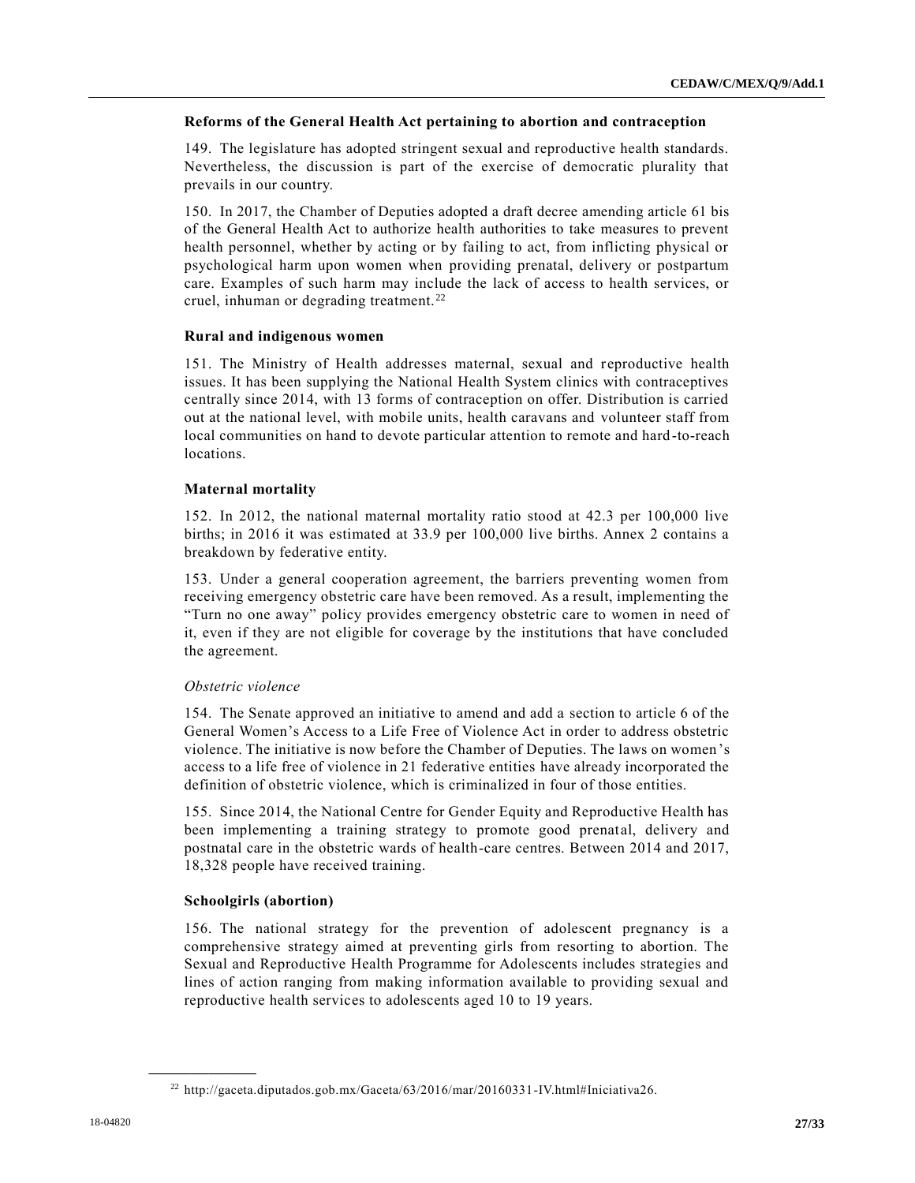### Reforms of the General Health Act pertaining to abortion and contraception

149. The legislature has adopted stringent sexual and reproductive health standards. Nevertheless, the discussion is part of the exercise of democratic plurality that prevails in our country.

150. In 2017, the Chamber of Deputies adopted a draft decree amending article 61 bis of the General Health Act to authorize health authorities to take measures to prevent health personnel, whether by acting or by failing to act, from inflicting physical or psychological harm upon women when providing prenatal, delivery or postpartum care. Examples of such harm may include the lack of access to health services, or cruel, inhuman or degrading treatment.[22]

### Rural and indigenous women

151. The Ministry of Health addresses maternal, sexual and reproductive health issues. It has been supplying the National Health System clinics with contraceptives centrally since 2014, with 13 forms of contraception on offer. Distribution is carried out at the national level, with mobile units, health caravans and volunteer staff from local communities on hand to devote particular attention to remote and hard-to-reach locations.

### Maternal mortality

152. In 2012, the national maternal mortality ratio stood at 42.3 per 100,000 live births; in 2016 it was estimated at 33.9 per 100,000 live births. Annex 2 contains a breakdown by federative entity.

153. Under a general cooperation agreement, the barriers preventing women from receiving emergency obstetric care have been removed. As a result, implementing the "Turn no one away" policy provides emergency obstetric care to women in need of it, even if they are not eligible for coverage by the institutions that have concluded the agreement.

*Obstetric violence*

154. The Senate approved an initiative to amend and add a section to article 6 of the General Women's Access to a Life Free of Violence Act in order to address obstetric violence. The initiative is now before the Chamber of Deputies. The laws on women's access to a life free of violence in 21 federative entities have already incorporated the definition of obstetric violence, which is criminalized in four of those entities.

155. Since 2014, the National Centre for Gender Equity and Reproductive Health has been implementing a training strategy to promote good prenatal, delivery and postnatal care in the obstetric wards of health-care centres. Between 2014 and 2017, 18,328 people have received training.

### Schoolgirls (abortion)

156. The national strategy for the prevention of adolescent pregnancy is a comprehensive strategy aimed at preventing girls from resorting to abortion. The Sexual and Reproductive Health Programme for Adolescents includes strategies and lines of action ranging from making information available to providing sexual and reproductive health services to adolescents aged 10 to 19 years.

---

[22] http://gaceta.diputados.gob.mx/Gaceta/63/2016/mar/20160331-IV.html#Iniciativa26.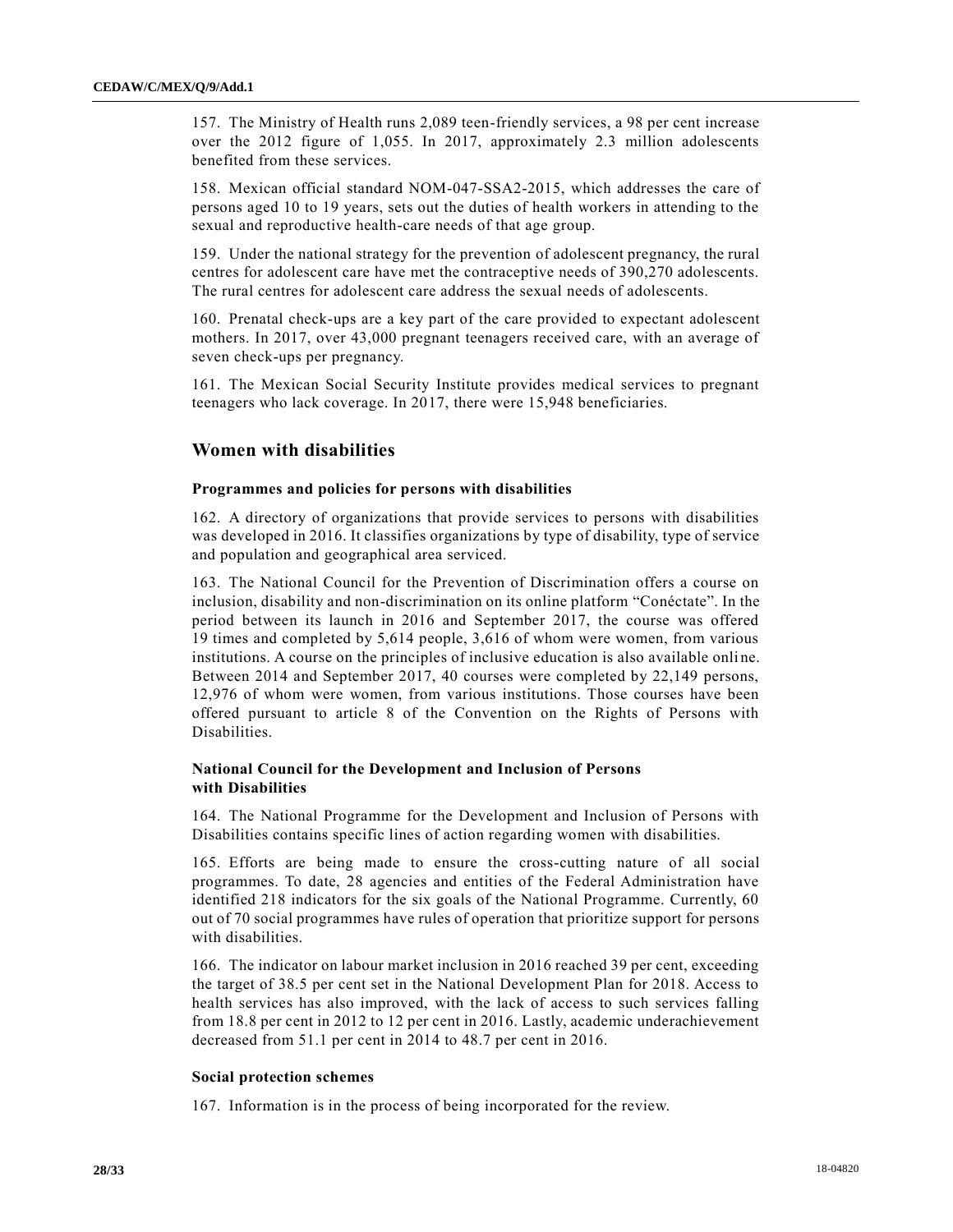157. The Ministry of Health runs 2,089 teen-friendly services, a 98 per cent increase over the 2012 figure of 1,055. In 2017, approximately 2.3 million adolescents benefited from these services.

158. Mexican official standard NOM-047-SSA2-2015, which addresses the care of persons aged 10 to 19 years, sets out the duties of health workers in attending to the sexual and reproductive health-care needs of that age group.

159. Under the national strategy for the prevention of adolescent pregnancy, the rural centres for adolescent care have met the contraceptive needs of 390,270 adolescents. The rural centres for adolescent care address the sexual needs of adolescents.

160. Prenatal check-ups are a key part of the care provided to expectant adolescent mothers. In 2017, over 43,000 pregnant teenagers received care, with an average of seven check-ups per pregnancy.

161. The Mexican Social Security Institute provides medical services to pregnant teenagers who lack coverage. In 2017, there were 15,948 beneficiaries.

## Women with disabilities

### Programmes and policies for persons with disabilities

162. A directory of organizations that provide services to persons with disabilities was developed in 2016. It classifies organizations by type of disability, type of service and population and geographical area serviced.

163. The National Council for the Prevention of Discrimination offers a course on inclusion, disability and non-discrimination on its online platform "Conéctate". In the period between its launch in 2016 and September 2017, the course was offered 19 times and completed by 5,614 people, 3,616 of whom were women, from various institutions. A course on the principles of inclusive education is also available online. Between 2014 and September 2017, 40 courses were completed by 22,149 persons, 12,976 of whom were women, from various institutions. Those courses have been offered pursuant to article 8 of the Convention on the Rights of Persons with Disabilities.

### National Council for the Development and Inclusion of Persons with Disabilities

164. The National Programme for the Development and Inclusion of Persons with Disabilities contains specific lines of action regarding women with disabilities.

165. Efforts are being made to ensure the cross-cutting nature of all social programmes. To date, 28 agencies and entities of the Federal Administration have identified 218 indicators for the six goals of the National Programme. Currently, 60 out of 70 social programmes have rules of operation that prioritize support for persons with disabilities.

166. The indicator on labour market inclusion in 2016 reached 39 per cent, exceeding the target of 38.5 per cent set in the National Development Plan for 2018. Access to health services has also improved, with the lack of access to such services falling from 18.8 per cent in 2012 to 12 per cent in 2016. Lastly, academic underachievement decreased from 51.1 per cent in 2014 to 48.7 per cent in 2016.

### Social protection schemes

167. Information is in the process of being incorporated for the review.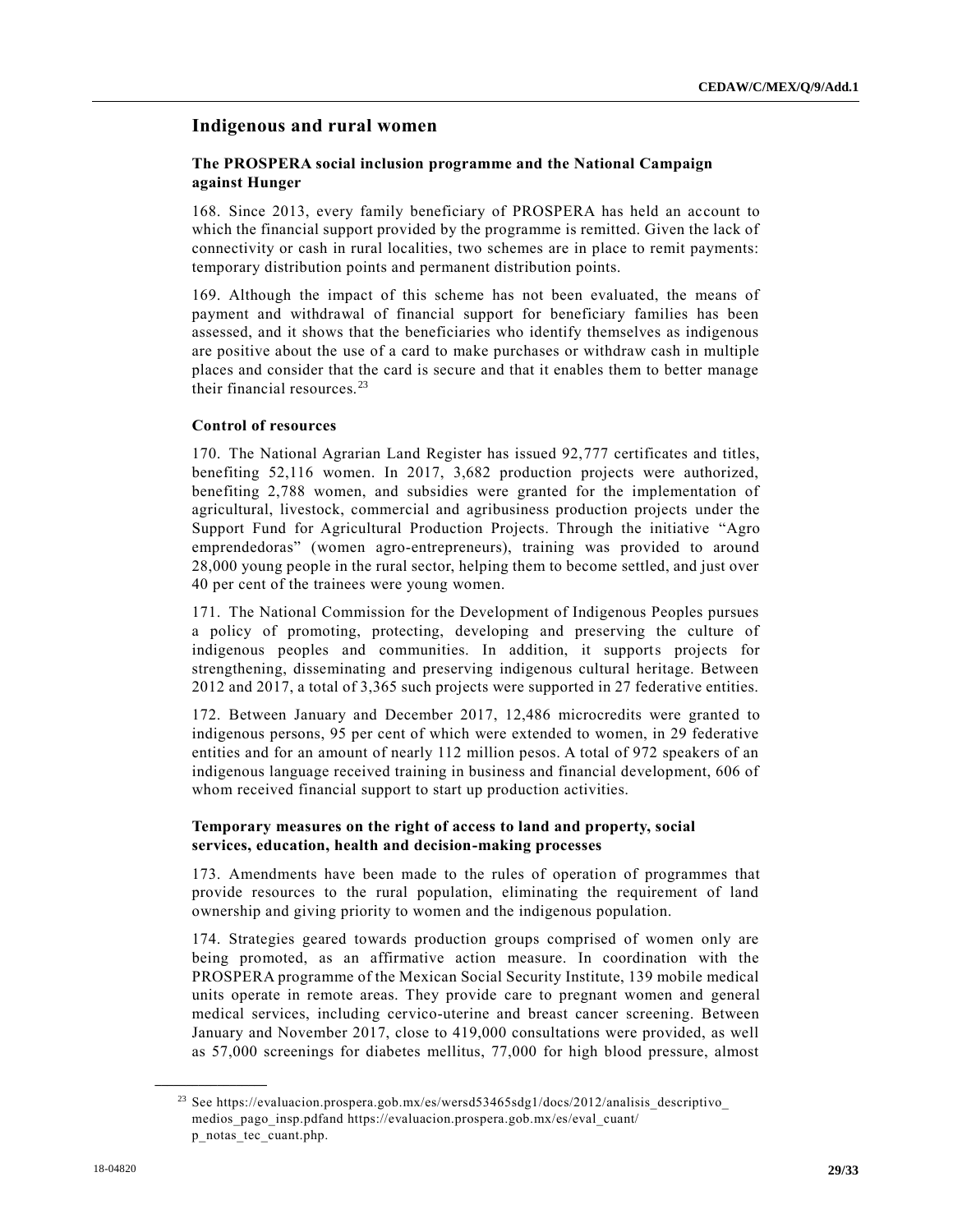## Indigenous and rural women

### The PROSPERA social inclusion programme and the National Campaign against Hunger

168. Since 2013, every family beneficiary of PROSPERA has held an account to which the financial support provided by the programme is remitted. Given the lack of connectivity or cash in rural localities, two schemes are in place to remit payments: temporary distribution points and permanent distribution points.

169. Although the impact of this scheme has not been evaluated, the means of payment and withdrawal of financial support for beneficiary families has been assessed, and it shows that the beneficiaries who identify themselves as indigenous are positive about the use of a card to make purchases or withdraw cash in multiple places and consider that the card is secure and that it enables them to better manage their financial resources.[23]

### Control of resources

170. The National Agrarian Land Register has issued 92,777 certificates and titles, benefiting 52,116 women. In 2017, 3,682 production projects were authorized, benefiting 2,788 women, and subsidies were granted for the implementation of agricultural, livestock, commercial and agribusiness production projects under the Support Fund for Agricultural Production Projects. Through the initiative "Agro emprendedoras" (women agro-entrepreneurs), training was provided to around 28,000 young people in the rural sector, helping them to become settled, and just over 40 per cent of the trainees were young women.

171. The National Commission for the Development of Indigenous Peoples pursues a policy of promoting, protecting, developing and preserving the culture of indigenous peoples and communities. In addition, it supports projects for strengthening, disseminating and preserving indigenous cultural heritage. Between 2012 and 2017, a total of 3,365 such projects were supported in 27 federative entities.

172. Between January and December 2017, 12,486 microcredits were granted to indigenous persons, 95 per cent of which were extended to women, in 29 federative entities and for an amount of nearly 112 million pesos. A total of 972 speakers of an indigenous language received training in business and financial development, 606 of whom received financial support to start up production activities.

### Temporary measures on the right of access to land and property, social services, education, health and decision-making processes

173. Amendments have been made to the rules of operation of programmes that provide resources to the rural population, eliminating the requirement of land ownership and giving priority to women and the indigenous population.

174. Strategies geared towards production groups comprised of women only are being promoted, as an affirmative action measure. In coordination with the PROSPERA programme of the Mexican Social Security Institute, 139 mobile medical units operate in remote areas. They provide care to pregnant women and general medical services, including cervico-uterine and breast cancer screening. Between January and November 2017, close to 419,000 consultations were provided, as well as 57,000 screenings for diabetes mellitus, 77,000 for high blood pressure, almost

---

[23] See https://evaluacion.prospera.gob.mx/es/wersd53465sdg1/docs/2012/analisis_descriptivo_medios_pago_insp.pdfand https://evaluacion.prospera.gob.mx/es/eval_cuant/p_notas_tec_cuant.php.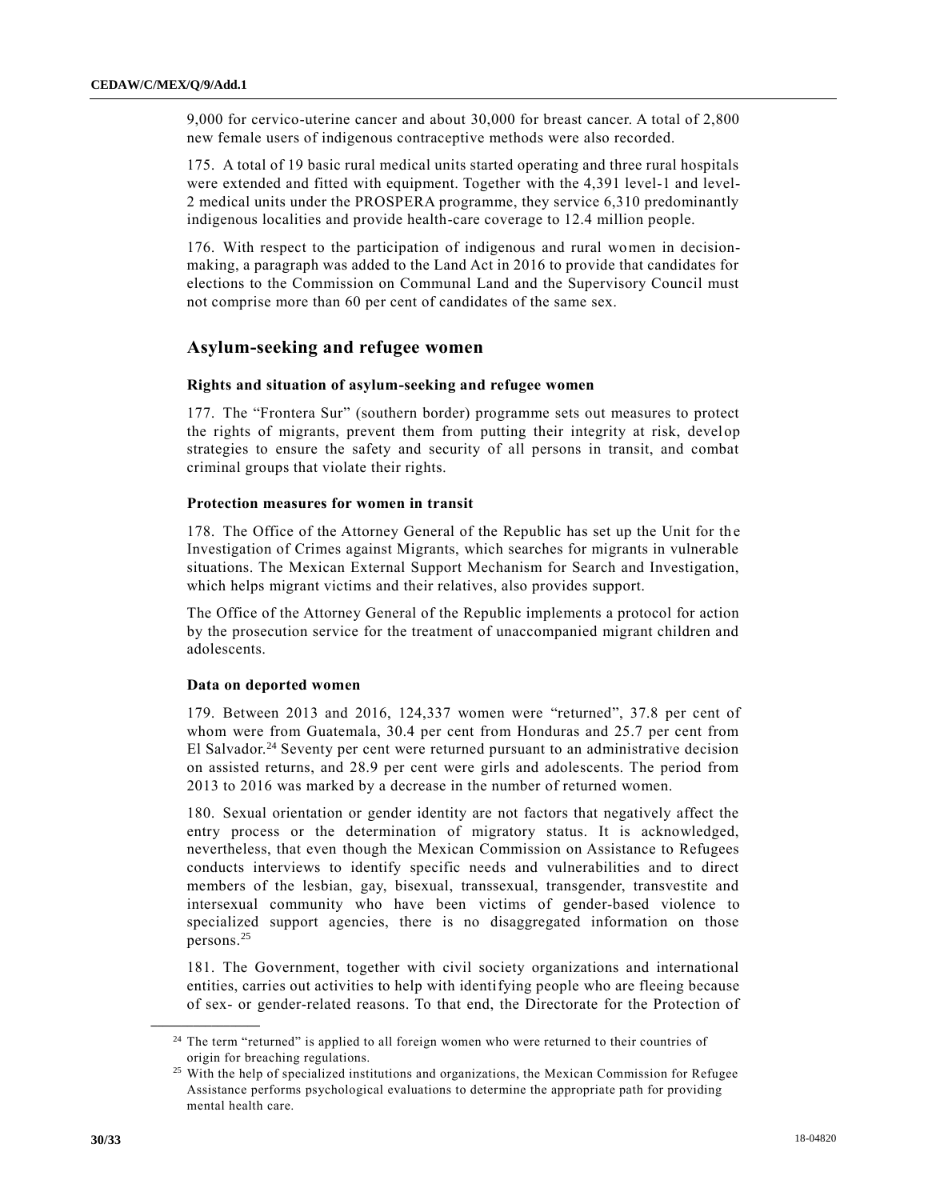9,000 for cervico-uterine cancer and about 30,000 for breast cancer. A total of 2,800 new female users of indigenous contraceptive methods were also recorded.

175. A total of 19 basic rural medical units started operating and three rural hospitals were extended and fitted with equipment. Together with the 4,391 level-1 and level-2 medical units under the PROSPERA programme, they service 6,310 predominantly indigenous localities and provide health-care coverage to 12.4 million people.

176. With respect to the participation of indigenous and rural women in decision-making, a paragraph was added to the Land Act in 2016 to provide that candidates for elections to the Commission on Communal Land and the Supervisory Council must not comprise more than 60 per cent of candidates of the same sex.

## Asylum-seeking and refugee women

### Rights and situation of asylum-seeking and refugee women

177. The "Frontera Sur" (southern border) programme sets out measures to protect the rights of migrants, prevent them from putting their integrity at risk, develop strategies to ensure the safety and security of all persons in transit, and combat criminal groups that violate their rights.

### Protection measures for women in transit

178. The Office of the Attorney General of the Republic has set up the Unit for the Investigation of Crimes against Migrants, which searches for migrants in vulnerable situations. The Mexican External Support Mechanism for Search and Investigation, which helps migrant victims and their relatives, also provides support.

The Office of the Attorney General of the Republic implements a protocol for action by the prosecution service for the treatment of unaccompanied migrant children and adolescents.

### Data on deported women

179. Between 2013 and 2016, 124,337 women were "returned", 37.8 per cent of whom were from Guatemala, 30.4 per cent from Honduras and 25.7 per cent from El Salvador.[24] Seventy per cent were returned pursuant to an administrative decision on assisted returns, and 28.9 per cent were girls and adolescents. The period from 2013 to 2016 was marked by a decrease in the number of returned women.

180. Sexual orientation or gender identity are not factors that negatively affect the entry process or the determination of migratory status. It is acknowledged, nevertheless, that even though the Mexican Commission on Assistance to Refugees conducts interviews to identify specific needs and vulnerabilities and to direct members of the lesbian, gay, bisexual, transsexual, transgender, transvestite and intersexual community who have been victims of gender-based violence to specialized support agencies, there is no disaggregated information on those persons.[25]

181. The Government, together with civil society organizations and international entities, carries out activities to help with identifying people who are fleeing because of sex- or gender-related reasons. To that end, the Directorate for the Protection of

---

[24] The term "returned" is applied to all foreign women who were returned to their countries of origin for breaching regulations.

[25] With the help of specialized institutions and organizations, the Mexican Commission for Refugee Assistance performs psychological evaluations to determine the appropriate path for providing mental health care.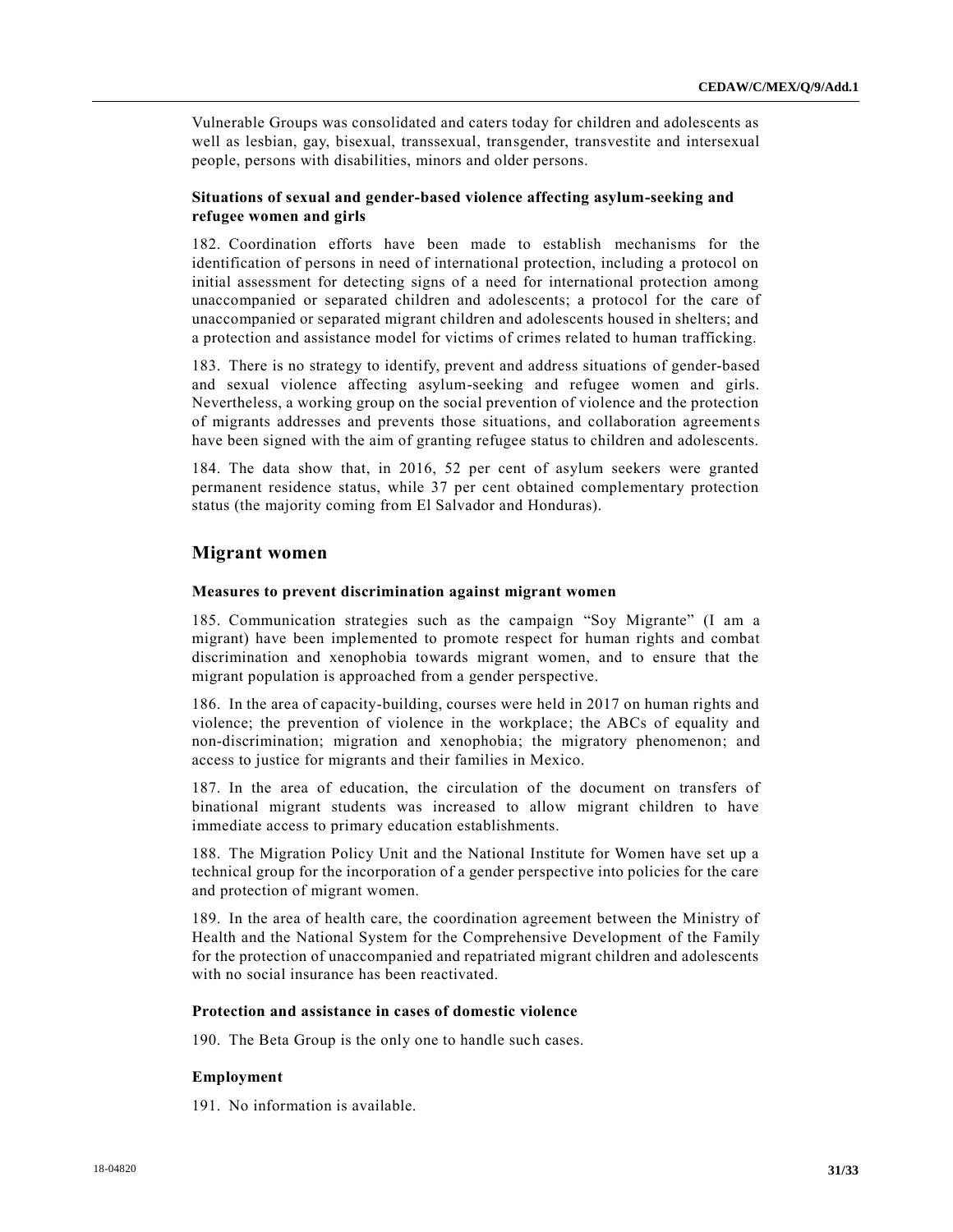Vulnerable Groups was consolidated and caters today for children and adolescents as well as lesbian, gay, bisexual, transsexual, transgender, transvestite and intersexual people, persons with disabilities, minors and older persons.

### Situations of sexual and gender-based violence affecting asylum-seeking and refugee women and girls

182. Coordination efforts have been made to establish mechanisms for the identification of persons in need of international protection, including a protocol on initial assessment for detecting signs of a need for international protection among unaccompanied or separated children and adolescents; a protocol for the care of unaccompanied or separated migrant children and adolescents housed in shelters; and a protection and assistance model for victims of crimes related to human trafficking.

183. There is no strategy to identify, prevent and address situations of gender-based and sexual violence affecting asylum-seeking and refugee women and girls. Nevertheless, a working group on the social prevention of violence and the protection of migrants addresses and prevents those situations, and collaboration agreements have been signed with the aim of granting refugee status to children and adolescents.

184. The data show that, in 2016, 52 per cent of asylum seekers were granted permanent residence status, while 37 per cent obtained complementary protection status (the majority coming from El Salvador and Honduras).

## Migrant women

### Measures to prevent discrimination against migrant women

185. Communication strategies such as the campaign "Soy Migrante" (I am a migrant) have been implemented to promote respect for human rights and combat discrimination and xenophobia towards migrant women, and to ensure that the migrant population is approached from a gender perspective.

186. In the area of capacity-building, courses were held in 2017 on human rights and violence; the prevention of violence in the workplace; the ABCs of equality and non-discrimination; migration and xenophobia; the migratory phenomenon; and access to justice for migrants and their families in Mexico.

187. In the area of education, the circulation of the document on transfers of binational migrant students was increased to allow migrant children to have immediate access to primary education establishments.

188. The Migration Policy Unit and the National Institute for Women have set up a technical group for the incorporation of a gender perspective into policies for the care and protection of migrant women.

189. In the area of health care, the coordination agreement between the Ministry of Health and the National System for the Comprehensive Development of the Family for the protection of unaccompanied and repatriated migrant children and adolescents with no social insurance has been reactivated.

### Protection and assistance in cases of domestic violence

190. The Beta Group is the only one to handle such cases.

### Employment

191. No information is available.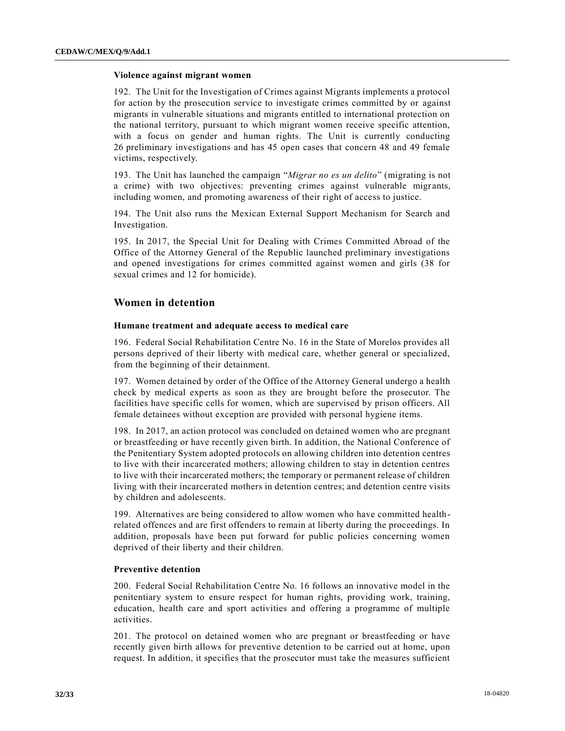### Violence against migrant women

192. The Unit for the Investigation of Crimes against Migrants implements a protocol for action by the prosecution service to investigate crimes committed by or against migrants in vulnerable situations and migrants entitled to international protection on the national territory, pursuant to which migrant women receive specific attention, with a focus on gender and human rights. The Unit is currently conducting 26 preliminary investigations and has 45 open cases that concern 48 and 49 female victims, respectively.

193. The Unit has launched the campaign "*Migrar no es un delito*" (migrating is not a crime) with two objectives: preventing crimes against vulnerable migrants, including women, and promoting awareness of their right of access to justice.

194. The Unit also runs the Mexican External Support Mechanism for Search and Investigation.

195. In 2017, the Special Unit for Dealing with Crimes Committed Abroad of the Office of the Attorney General of the Republic launched preliminary investigations and opened investigations for crimes committed against women and girls (38 for sexual crimes and 12 for homicide).

## Women in detention

### Humane treatment and adequate access to medical care

196. Federal Social Rehabilitation Centre No. 16 in the State of Morelos provides all persons deprived of their liberty with medical care, whether general or specialized, from the beginning of their detainment.

197. Women detained by order of the Office of the Attorney General undergo a health check by medical experts as soon as they are brought before the prosecutor. The facilities have specific cells for women, which are supervised by prison officers. All female detainees without exception are provided with personal hygiene items.

198. In 2017, an action protocol was concluded on detained women who are pregnant or breastfeeding or have recently given birth. In addition, the National Conference of the Penitentiary System adopted protocols on allowing children into detention centres to live with their incarcerated mothers; allowing children to stay in detention centres to live with their incarcerated mothers; the temporary or permanent release of children living with their incarcerated mothers in detention centres; and detention centre visits by children and adolescents.

199. Alternatives are being considered to allow women who have committed health-related offences and are first offenders to remain at liberty during the proceedings. In addition, proposals have been put forward for public policies concerning women deprived of their liberty and their children.

### Preventive detention

200. Federal Social Rehabilitation Centre No. 16 follows an innovative model in the penitentiary system to ensure respect for human rights, providing work, training, education, health care and sport activities and offering a programme of multiple activities.

201. The protocol on detained women who are pregnant or breastfeeding or have recently given birth allows for preventive detention to be carried out at home, upon request. In addition, it specifies that the prosecutor must take the measures sufficient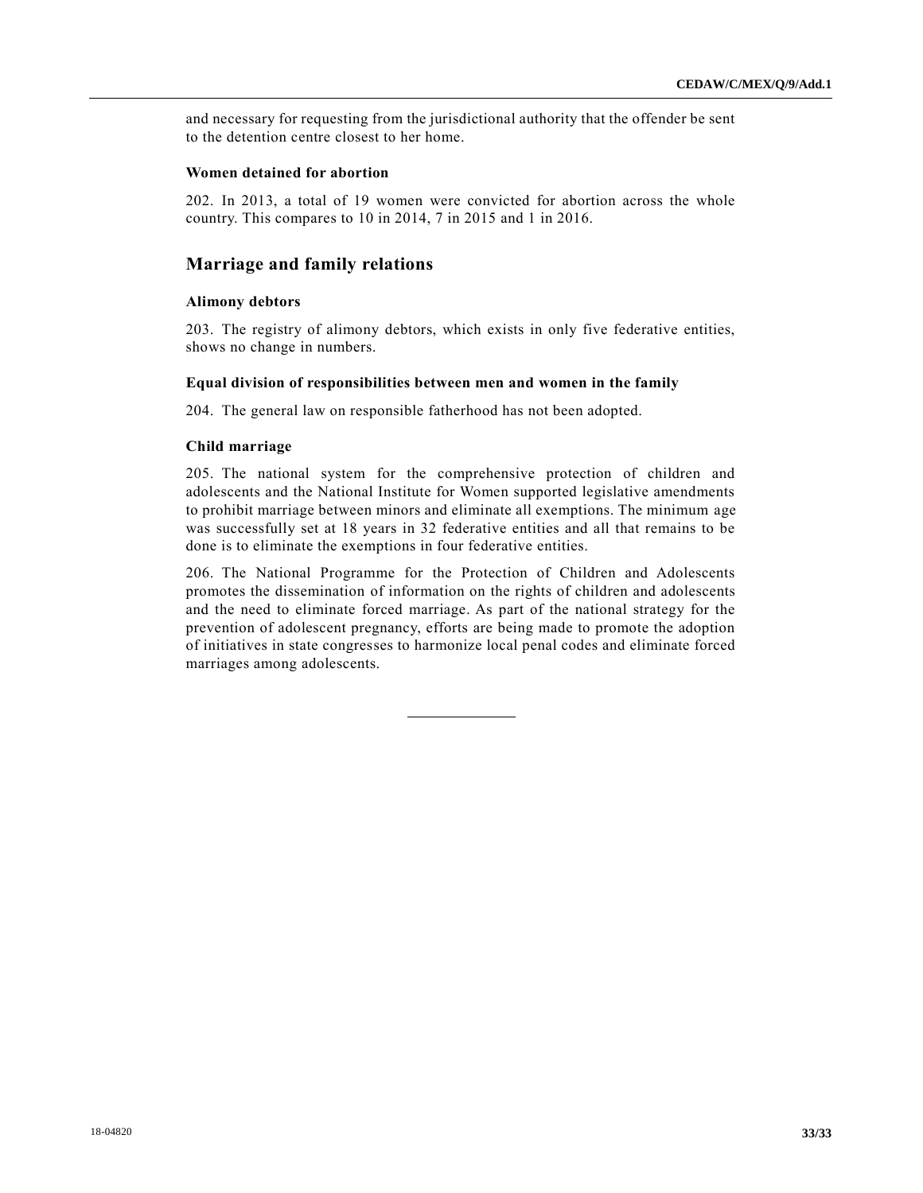and necessary for requesting from the jurisdictional authority that the offender be sent to the detention centre closest to her home.

### Women detained for abortion

202. In 2013, a total of 19 women were convicted for abortion across the whole country. This compares to 10 in 2014, 7 in 2015 and 1 in 2016.

## Marriage and family relations

### Alimony debtors

203. The registry of alimony debtors, which exists in only five federative entities, shows no change in numbers.

### Equal division of responsibilities between men and women in the family

204. The general law on responsible fatherhood has not been adopted.

### Child marriage

205. The national system for the comprehensive protection of children and adolescents and the National Institute for Women supported legislative amendments to prohibit marriage between minors and eliminate all exemptions. The minimum age was successfully set at 18 years in 32 federative entities and all that remains to be done is to eliminate the exemptions in four federative entities.

206. The National Programme for the Protection of Children and Adolescents promotes the dissemination of information on the rights of children and adolescents and the need to eliminate forced marriage. As part of the national strategy for the prevention of adolescent pregnancy, efforts are being made to promote the adoption of initiatives in state congresses to harmonize local penal codes and eliminate forced marriages among adolescents.